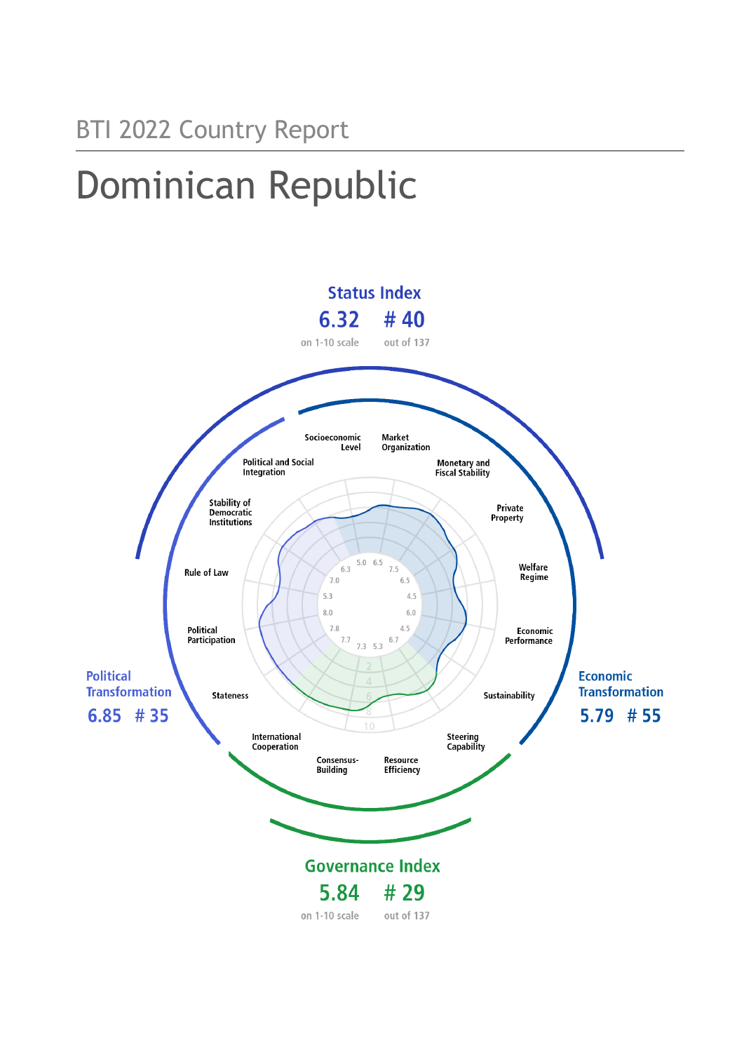BTI 2022 Country Report

# Dominican Republic

**Status Index**

**6.32** on 1-10 scale

**# 40** out of 137

**Political Transformation**

**6.85 # 35**

**Economic Transformation**

**5.79 # 55**

**Governance Index**

**5.84** on 1-10 scale

**# 29** out of 137

| Criterion | Score |
|---|---|
| Socioeconomic Level | 5.0 |
| Market Organization | 6.5 |
| Monetary and Fiscal Stability | 7.5 |
| Private Property | 6.5 |
| Welfare Regime | 4.5 |
| Economic Performance | 6.0 |
| Sustainability | 4.5 |
| Steering Capability | 6.7 |
| Resource Efficiency | 5.3 |
| Consensus-Building | 7.3 |
| International Cooperation | 7.7 |
| Stateness | 7.8 |
| Political Participation | 8.0 |
| Rule of Law | 5.3 |
| Stability of Democratic Institutions | 7.0 |
| Political and Social Integration | 6.3 |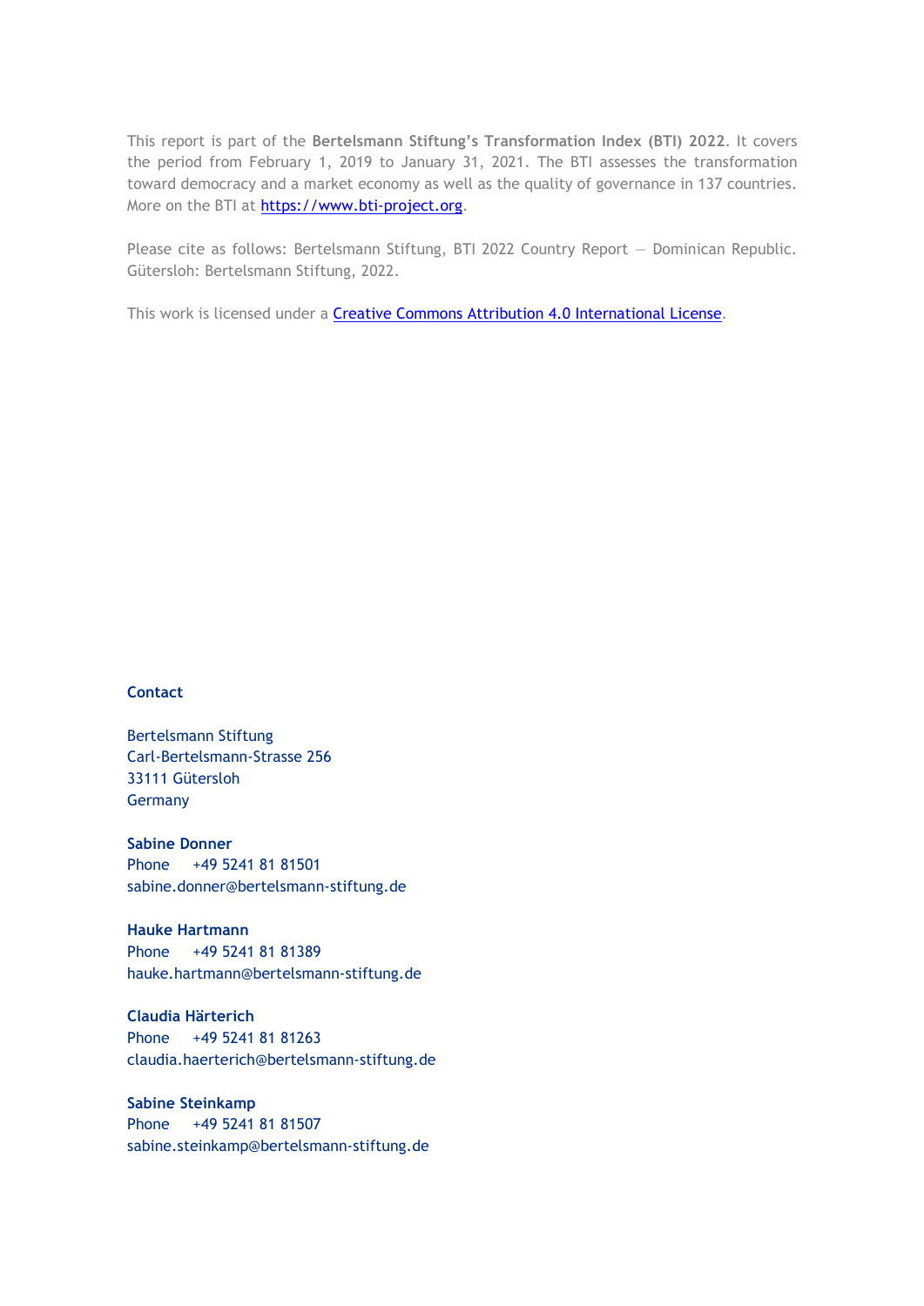This report is part of the **Bertelsmann Stiftung's Transformation Index (BTI) 2022**. It covers the period from February 1, 2019 to January 31, 2021. The BTI assesses the transformation toward democracy and a market economy as well as the quality of governance in 137 countries. More on the BTI at [https://www.bti-project.org](https://www.bti-project.org).

Please cite as follows: Bertelsmann Stiftung, BTI 2022 Country Report — Dominican Republic. Gütersloh: Bertelsmann Stiftung, 2022.

This work is licensed under a [Creative Commons Attribution 4.0 International License](https://creativecommons.org/licenses/by/4.0/).

**Contact**

Bertelsmann Stiftung
Carl-Bertelsmann-Strasse 256
33111 Gütersloh
Germany

**Sabine Donner**
Phone +49 5241 81 81501
sabine.donner@bertelsmann-stiftung.de

**Hauke Hartmann**
Phone +49 5241 81 81389
hauke.hartmann@bertelsmann-stiftung.de

**Claudia Härterich**
Phone +49 5241 81 81263
claudia.haerterich@bertelsmann-stiftung.de

**Sabine Steinkamp**
Phone +49 5241 81 81507
sabine.steinkamp@bertelsmann-stiftung.de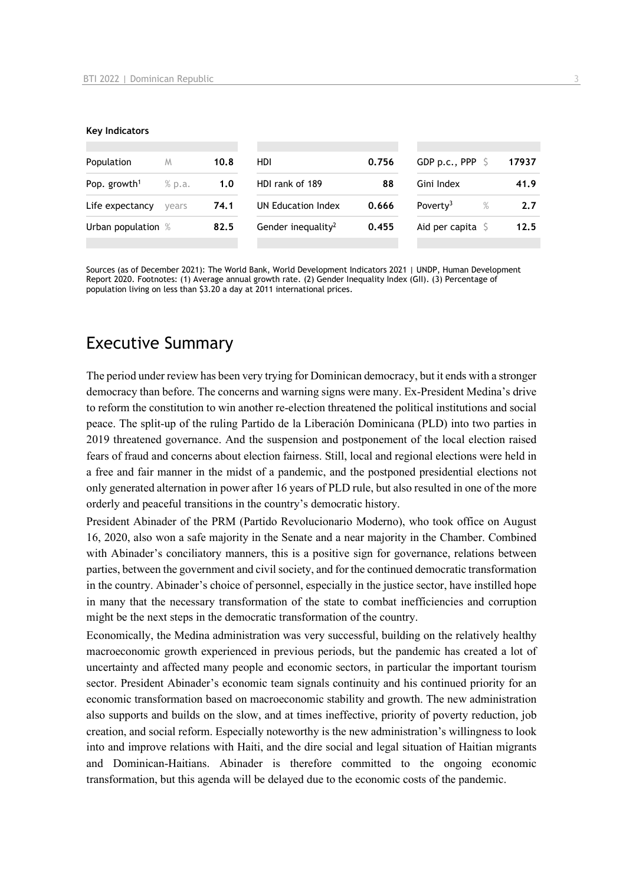**Key Indicators**

| | | | | | | | |
|---|---|---|---|---|---|---|---|
| Population | M | 10.8 | HDI | 0.756 | GDP p.c., PPP | $ | 17937 |
| Pop. growth[1] | % p.a. | 1.0 | HDI rank of 189 | 88 | Gini Index | | 41.9 |
| Life expectancy | years | 74.1 | UN Education Index | 0.666 | Poverty[3] | % | 2.7 |
| Urban population | % | 82.5 | Gender inequality[2] | 0.455 | Aid per capita | $ | 12.5 |

Sources (as of December 2021): The World Bank, World Development Indicators 2021 | UNDP, Human Development Report 2020. Footnotes: (1) Average annual growth rate. (2) Gender Inequality Index (GII). (3) Percentage of population living on less than $3.20 a day at 2011 international prices.

# Executive Summary

The period under review has been very trying for Dominican democracy, but it ends with a stronger democracy than before. The concerns and warning signs were many. Ex-President Medina's drive to reform the constitution to win another re-election threatened the political institutions and social peace. The split-up of the ruling Partido de la Liberación Dominicana (PLD) into two parties in 2019 threatened governance. And the suspension and postponement of the local election raised fears of fraud and concerns about election fairness. Still, local and regional elections were held in a free and fair manner in the midst of a pandemic, and the postponed presidential elections not only generated alternation in power after 16 years of PLD rule, but also resulted in one of the more orderly and peaceful transitions in the country's democratic history.

President Abinader of the PRM (Partido Revolucionario Moderno), who took office on August 16, 2020, also won a safe majority in the Senate and a near majority in the Chamber. Combined with Abinader's conciliatory manners, this is a positive sign for governance, relations between parties, between the government and civil society, and for the continued democratic transformation in the country. Abinader's choice of personnel, especially in the justice sector, have instilled hope in many that the necessary transformation of the state to combat inefficiencies and corruption might be the next steps in the democratic transformation of the country.

Economically, the Medina administration was very successful, building on the relatively healthy macroeconomic growth experienced in previous periods, but the pandemic has created a lot of uncertainty and affected many people and economic sectors, in particular the important tourism sector. President Abinader's economic team signals continuity and his continued priority for an economic transformation based on macroeconomic stability and growth. The new administration also supports and builds on the slow, and at times ineffective, priority of poverty reduction, job creation, and social reform. Especially noteworthy is the new administration's willingness to look into and improve relations with Haiti, and the dire social and legal situation of Haitian migrants and Dominican-Haitians. Abinader is therefore committed to the ongoing economic transformation, but this agenda will be delayed due to the economic costs of the pandemic.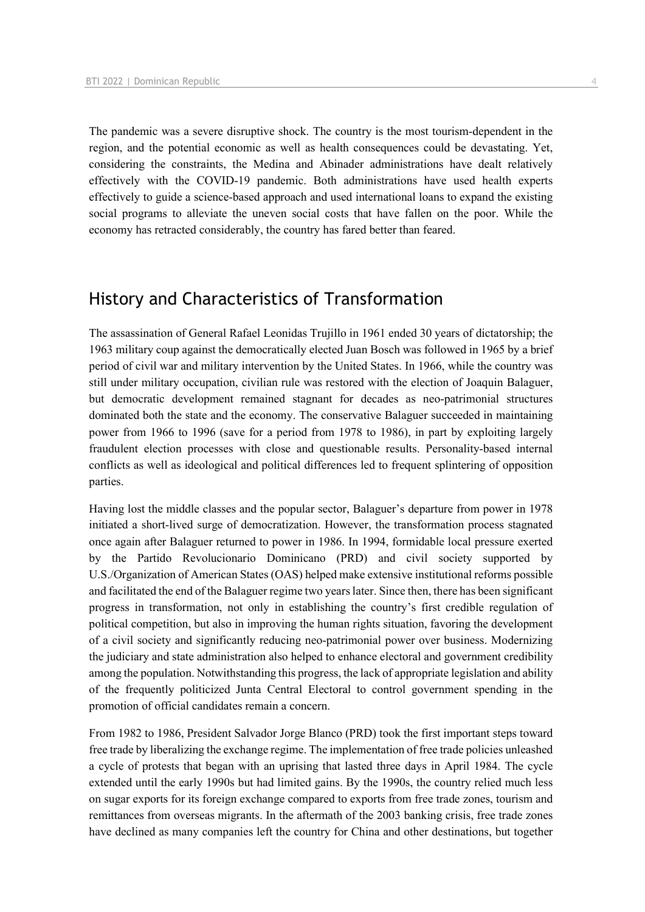The pandemic was a severe disruptive shock. The country is the most tourism-dependent in the region, and the potential economic as well as health consequences could be devastating. Yet, considering the constraints, the Medina and Abinader administrations have dealt relatively effectively with the COVID-19 pandemic. Both administrations have used health experts effectively to guide a science-based approach and used international loans to expand the existing social programs to alleviate the uneven social costs that have fallen on the poor. While the economy has retracted considerably, the country has fared better than feared.

## History and Characteristics of Transformation

The assassination of General Rafael Leonidas Trujillo in 1961 ended 30 years of dictatorship; the 1963 military coup against the democratically elected Juan Bosch was followed in 1965 by a brief period of civil war and military intervention by the United States. In 1966, while the country was still under military occupation, civilian rule was restored with the election of Joaquin Balaguer, but democratic development remained stagnant for decades as neo-patrimonial structures dominated both the state and the economy. The conservative Balaguer succeeded in maintaining power from 1966 to 1996 (save for a period from 1978 to 1986), in part by exploiting largely fraudulent election processes with close and questionable results. Personality-based internal conflicts as well as ideological and political differences led to frequent splintering of opposition parties.

Having lost the middle classes and the popular sector, Balaguer's departure from power in 1978 initiated a short-lived surge of democratization. However, the transformation process stagnated once again after Balaguer returned to power in 1986. In 1994, formidable local pressure exerted by the Partido Revolucionario Dominicano (PRD) and civil society supported by U.S./Organization of American States (OAS) helped make extensive institutional reforms possible and facilitated the end of the Balaguer regime two years later. Since then, there has been significant progress in transformation, not only in establishing the country's first credible regulation of political competition, but also in improving the human rights situation, favoring the development of a civil society and significantly reducing neo-patrimonial power over business. Modernizing the judiciary and state administration also helped to enhance electoral and government credibility among the population. Notwithstanding this progress, the lack of appropriate legislation and ability of the frequently politicized Junta Central Electoral to control government spending in the promotion of official candidates remain a concern.

From 1982 to 1986, President Salvador Jorge Blanco (PRD) took the first important steps toward free trade by liberalizing the exchange regime. The implementation of free trade policies unleashed a cycle of protests that began with an uprising that lasted three days in April 1984. The cycle extended until the early 1990s but had limited gains. By the 1990s, the country relied much less on sugar exports for its foreign exchange compared to exports from free trade zones, tourism and remittances from overseas migrants. In the aftermath of the 2003 banking crisis, free trade zones have declined as many companies left the country for China and other destinations, but together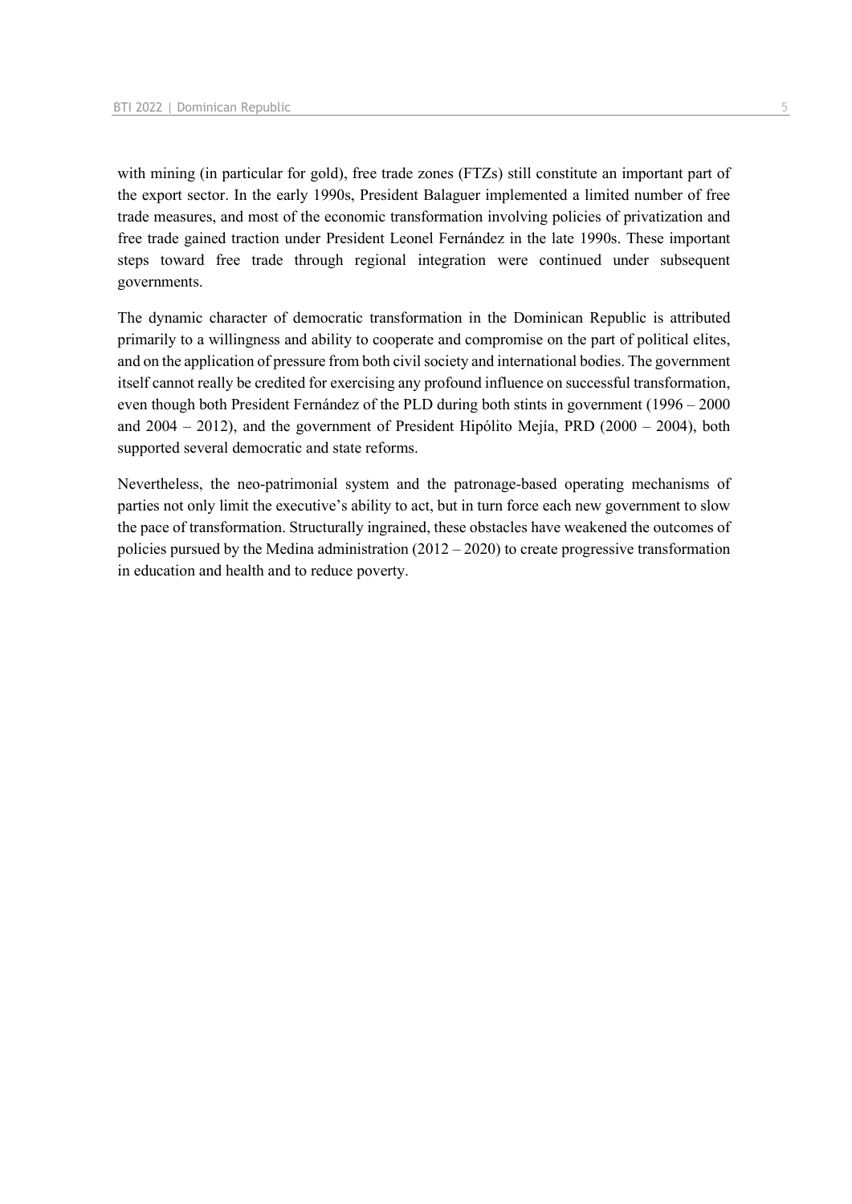with mining (in particular for gold), free trade zones (FTZs) still constitute an important part of the export sector. In the early 1990s, President Balaguer implemented a limited number of free trade measures, and most of the economic transformation involving policies of privatization and free trade gained traction under President Leonel Fernández in the late 1990s. These important steps toward free trade through regional integration were continued under subsequent governments.

The dynamic character of democratic transformation in the Dominican Republic is attributed primarily to a willingness and ability to cooperate and compromise on the part of political elites, and on the application of pressure from both civil society and international bodies. The government itself cannot really be credited for exercising any profound influence on successful transformation, even though both President Fernández of the PLD during both stints in government (1996 – 2000 and 2004 – 2012), and the government of President Hipólito Mejía, PRD (2000 – 2004), both supported several democratic and state reforms.

Nevertheless, the neo-patrimonial system and the patronage-based operating mechanisms of parties not only limit the executive's ability to act, but in turn force each new government to slow the pace of transformation. Structurally ingrained, these obstacles have weakened the outcomes of policies pursued by the Medina administration (2012 – 2020) to create progressive transformation in education and health and to reduce poverty.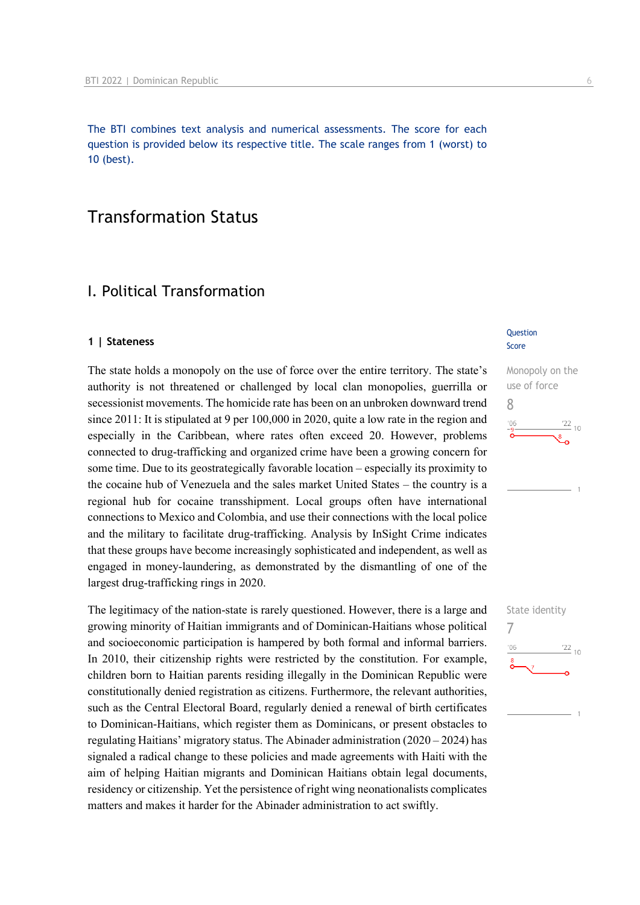The BTI combines text analysis and numerical assessments. The score for each question is provided below its respective title. The scale ranges from 1 (worst) to 10 (best).

# Transformation Status

## I. Political Transformation

### 1 | Stateness

Question Score

**Monopoly on the use of force**
8

The state holds a monopoly on the use of force over the entire territory. The state's authority is not threatened or challenged by local clan monopolies, guerrilla or secessionist movements. The homicide rate has been on an unbroken downward trend since 2011: It is stipulated at 9 per 100,000 in 2020, quite a low rate in the region and especially in the Caribbean, where rates often exceed 20. However, problems connected to drug-trafficking and organized crime have been a growing concern for some time. Due to its geostrategically favorable location – especially its proximity to the cocaine hub of Venezuela and the sales market United States – the country is a regional hub for cocaine transshipment. Local groups often have international connections to Mexico and Colombia, and use their connections with the local police and the military to facilitate drug-trafficking. Analysis by InSight Crime indicates that these groups have become increasingly sophisticated and independent, as well as engaged in money-laundering, as demonstrated by the dismantling of one of the largest drug-trafficking rings in 2020.

**State identity**
7

The legitimacy of the nation-state is rarely questioned. However, there is a large and growing minority of Haitian immigrants and of Dominican-Haitians whose political and socioeconomic participation is hampered by both formal and informal barriers. In 2010, their citizenship rights were restricted by the constitution. For example, children born to Haitian parents residing illegally in the Dominican Republic were constitutionally denied registration as citizens. Furthermore, the relevant authorities, such as the Central Electoral Board, regularly denied a renewal of birth certificates to Dominican-Haitians, which register them as Dominicans, or present obstacles to regulating Haitians' migratory status. The Abinader administration (2020 – 2024) has signaled a radical change to these policies and made agreements with Haiti with the aim of helping Haitian migrants and Dominican Haitians obtain legal documents, residency or citizenship. Yet the persistence of right wing neonationalists complicates matters and makes it harder for the Abinader administration to act swiftly.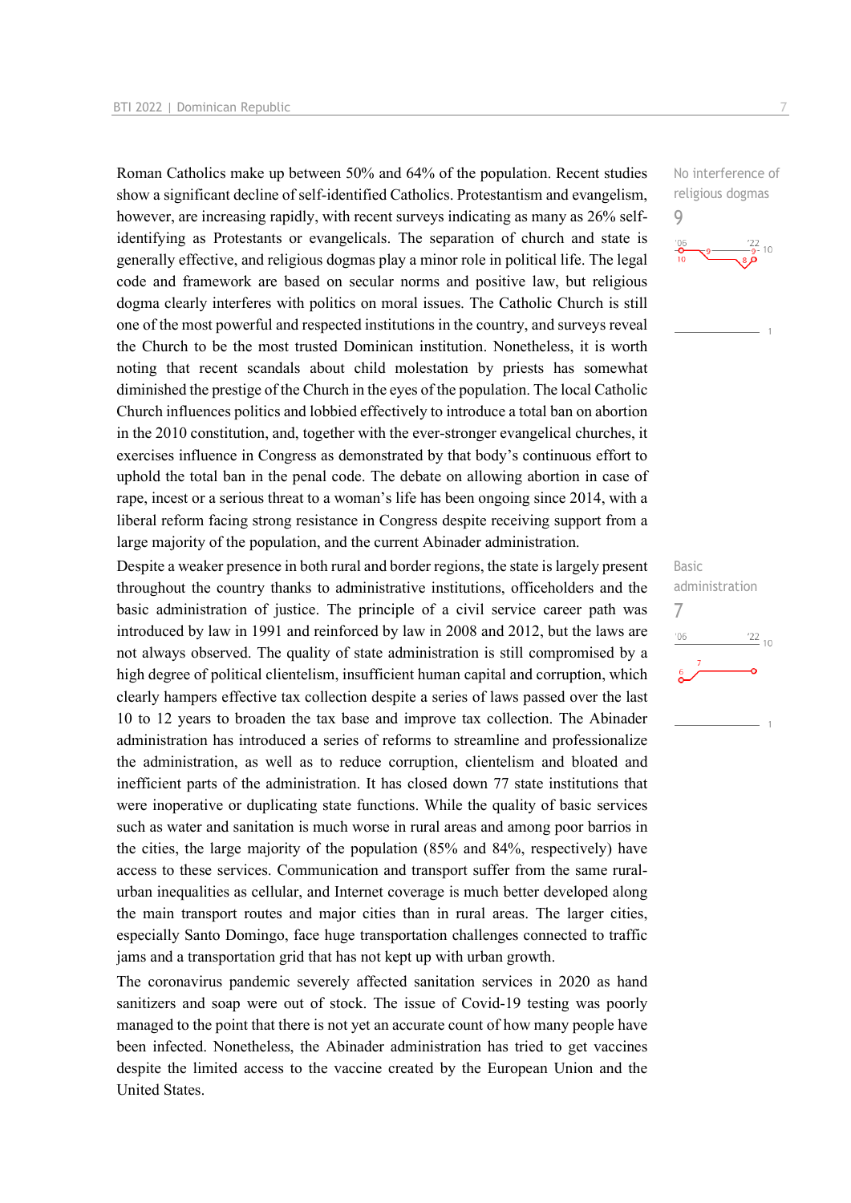Roman Catholics make up between 50% and 64% of the population. Recent studies show a significant decline of self-identified Catholics. Protestantism and evangelism, however, are increasing rapidly, with recent surveys indicating as many as 26% self-identifying as Protestants or evangelicals. The separation of church and state is generally effective, and religious dogmas play a minor role in political life. The legal code and framework are based on secular norms and positive law, but religious dogma clearly interferes with politics on moral issues. The Catholic Church is still one of the most powerful and respected institutions in the country, and surveys reveal the Church to be the most trusted Dominican institution. Nonetheless, it is worth noting that recent scandals about child molestation by priests has somewhat diminished the prestige of the Church in the eyes of the population. The local Catholic Church influences politics and lobbied effectively to introduce a total ban on abortion in the 2010 constitution, and, together with the ever-stronger evangelical churches, it exercises influence in Congress as demonstrated by that body's continuous effort to uphold the total ban in the penal code. The debate on allowing abortion in case of rape, incest or a serious threat to a woman's life has been ongoing since 2014, with a liberal reform facing strong resistance in Congress despite receiving support from a large majority of the population, and the current Abinader administration.

No interference of religious dogmas
9

Despite a weaker presence in both rural and border regions, the state is largely present throughout the country thanks to administrative institutions, officeholders and the basic administration of justice. The principle of a civil service career path was introduced by law in 1991 and reinforced by law in 2008 and 2012, but the laws are not always observed. The quality of state administration is still compromised by a high degree of political clientelism, insufficient human capital and corruption, which clearly hampers effective tax collection despite a series of laws passed over the last 10 to 12 years to broaden the tax base and improve tax collection. The Abinader administration has introduced a series of reforms to streamline and professionalize the administration, as well as to reduce corruption, clientelism and bloated and inefficient parts of the administration. It has closed down 77 state institutions that were inoperative or duplicating state functions. While the quality of basic services such as water and sanitation is much worse in rural areas and among poor barrios in the cities, the large majority of the population (85% and 84%, respectively) have access to these services. Communication and transport suffer from the same rural-urban inequalities as cellular, and Internet coverage is much better developed along the main transport routes and major cities than in rural areas. The larger cities, especially Santo Domingo, face huge transportation challenges connected to traffic jams and a transportation grid that has not kept up with urban growth.

Basic administration
7

The coronavirus pandemic severely affected sanitation services in 2020 as hand sanitizers and soap were out of stock. The issue of Covid-19 testing was poorly managed to the point that there is not yet an accurate count of how many people have been infected. Nonetheless, the Abinader administration has tried to get vaccines despite the limited access to the vaccine created by the European Union and the United States.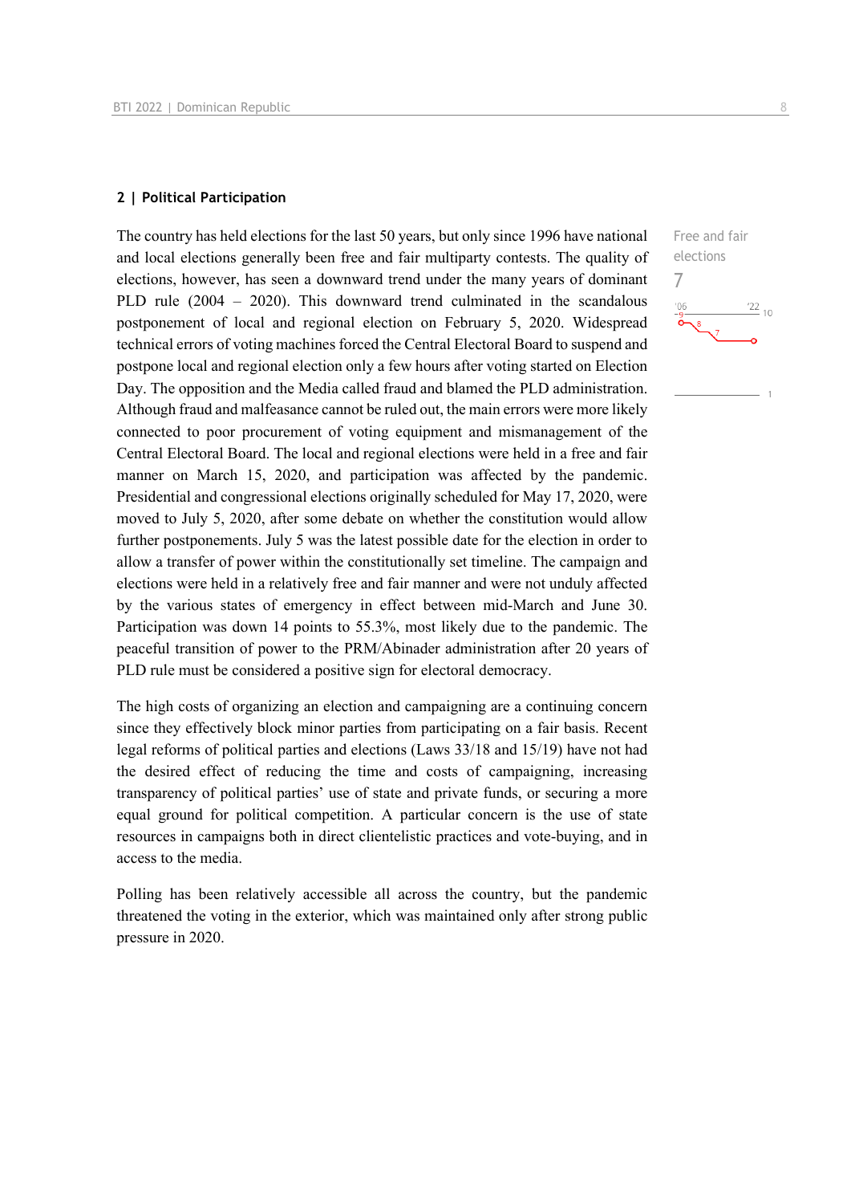## 2 | Political Participation

Free and fair elections

7

The country has held elections for the last 50 years, but only since 1996 have national and local elections generally been free and fair multiparty contests. The quality of elections, however, has seen a downward trend under the many years of dominant PLD rule (2004 – 2020). This downward trend culminated in the scandalous postponement of local and regional election on February 5, 2020. Widespread technical errors of voting machines forced the Central Electoral Board to suspend and postpone local and regional election only a few hours after voting started on Election Day. The opposition and the Media called fraud and blamed the PLD administration. Although fraud and malfeasance cannot be ruled out, the main errors were more likely connected to poor procurement of voting equipment and mismanagement of the Central Electoral Board. The local and regional elections were held in a free and fair manner on March 15, 2020, and participation was affected by the pandemic. Presidential and congressional elections originally scheduled for May 17, 2020, were moved to July 5, 2020, after some debate on whether the constitution would allow further postponements. July 5 was the latest possible date for the election in order to allow a transfer of power within the constitutionally set timeline. The campaign and elections were held in a relatively free and fair manner and were not unduly affected by the various states of emergency in effect between mid-March and June 30. Participation was down 14 points to 55.3%, most likely due to the pandemic. The peaceful transition of power to the PRM/Abinader administration after 20 years of PLD rule must be considered a positive sign for electoral democracy.

The high costs of organizing an election and campaigning are a continuing concern since they effectively block minor parties from participating on a fair basis. Recent legal reforms of political parties and elections (Laws 33/18 and 15/19) have not had the desired effect of reducing the time and costs of campaigning, increasing transparency of political parties' use of state and private funds, or securing a more equal ground for political competition. A particular concern is the use of state resources in campaigns both in direct clientelistic practices and vote-buying, and in access to the media.

Polling has been relatively accessible all across the country, but the pandemic threatened the voting in the exterior, which was maintained only after strong public pressure in 2020.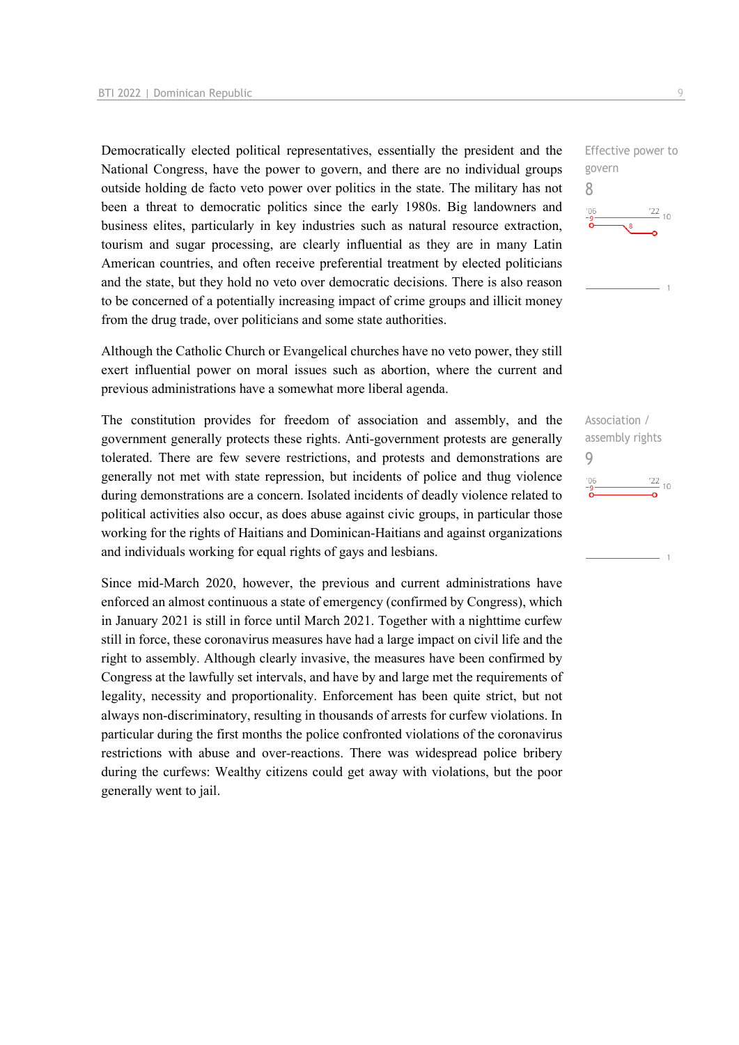Democratically elected political representatives, essentially the president and the National Congress, have the power to govern, and there are no individual groups outside holding de facto veto power over politics in the state. The military has not been a threat to democratic politics since the early 1980s. Big landowners and business elites, particularly in key industries such as natural resource extraction, tourism and sugar processing, are clearly influential as they are in many Latin American countries, and often receive preferential treatment by elected politicians and the state, but they hold no veto over democratic decisions. There is also reason to be concerned of a potentially increasing impact of crime groups and illicit money from the drug trade, over politicians and some state authorities.

Effective power to govern
8

Although the Catholic Church or Evangelical churches have no veto power, they still exert influential power on moral issues such as abortion, where the current and previous administrations have a somewhat more liberal agenda.

The constitution provides for freedom of association and assembly, and the government generally protects these rights. Anti-government protests are generally tolerated. There are few severe restrictions, and protests and demonstrations are generally not met with state repression, but incidents of police and thug violence during demonstrations are a concern. Isolated incidents of deadly violence related to political activities also occur, as does abuse against civic groups, in particular those working for the rights of Haitians and Dominican-Haitians and against organizations and individuals working for equal rights of gays and lesbians.

Association / assembly rights
9

Since mid-March 2020, however, the previous and current administrations have enforced an almost continuous a state of emergency (confirmed by Congress), which in January 2021 is still in force until March 2021. Together with a nighttime curfew still in force, these coronavirus measures have had a large impact on civil life and the right to assembly. Although clearly invasive, the measures have been confirmed by Congress at the lawfully set intervals, and have by and large met the requirements of legality, necessity and proportionality. Enforcement has been quite strict, but not always non-discriminatory, resulting in thousands of arrests for curfew violations. In particular during the first months the police confronted violations of the coronavirus restrictions with abuse and over-reactions. There was widespread police bribery during the curfews: Wealthy citizens could get away with violations, but the poor generally went to jail.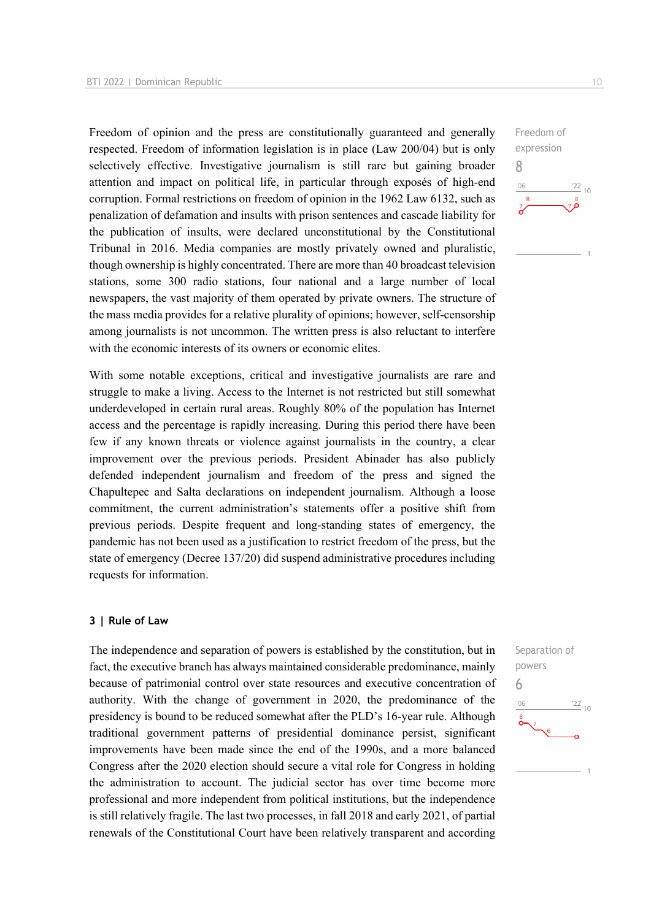Freedom of opinion and the press are constitutionally guaranteed and generally respected. Freedom of information legislation is in place (Law 200/04) but is only selectively effective. Investigative journalism is still rare but gaining broader attention and impact on political life, in particular through exposés of high-end corruption. Formal restrictions on freedom of opinion in the 1962 Law 6132, such as penalization of defamation and insults with prison sentences and cascade liability for the publication of insults, were declared unconstitutional by the Constitutional Tribunal in 2016. Media companies are mostly privately owned and pluralistic, though ownership is highly concentrated. There are more than 40 broadcast television stations, some 300 radio stations, four national and a large number of local newspapers, the vast majority of them operated by private owners. The structure of the mass media provides for a relative plurality of opinions; however, self-censorship among journalists is not uncommon. The written press is also reluctant to interfere with the economic interests of its owners or economic elites.

Freedom of expression
8

With some notable exceptions, critical and investigative journalists are rare and struggle to make a living. Access to the Internet is not restricted but still somewhat underdeveloped in certain rural areas. Roughly 80% of the population has Internet access and the percentage is rapidly increasing. During this period there have been few if any known threats or violence against journalists in the country, a clear improvement over the previous periods. President Abinader has also publicly defended independent journalism and freedom of the press and signed the Chapultepec and Salta declarations on independent journalism. Although a loose commitment, the current administration's statements offer a positive shift from previous periods. Despite frequent and long-standing states of emergency, the pandemic has not been used as a justification to restrict freedom of the press, but the state of emergency (Decree 137/20) did suspend administrative procedures including requests for information.

### 3 | Rule of Law

The independence and separation of powers is established by the constitution, but in fact, the executive branch has always maintained considerable predominance, mainly because of patrimonial control over state resources and executive concentration of authority. With the change of government in 2020, the predominance of the presidency is bound to be reduced somewhat after the PLD's 16-year rule. Although traditional government patterns of presidential dominance persist, significant improvements have been made since the end of the 1990s, and a more balanced Congress after the 2020 election should secure a vital role for Congress in holding the administration to account. The judicial sector has over time become more professional and more independent from political institutions, but the independence is still relatively fragile. The last two processes, in fall 2018 and early 2021, of partial renewals of the Constitutional Court have been relatively transparent and according

Separation of powers
6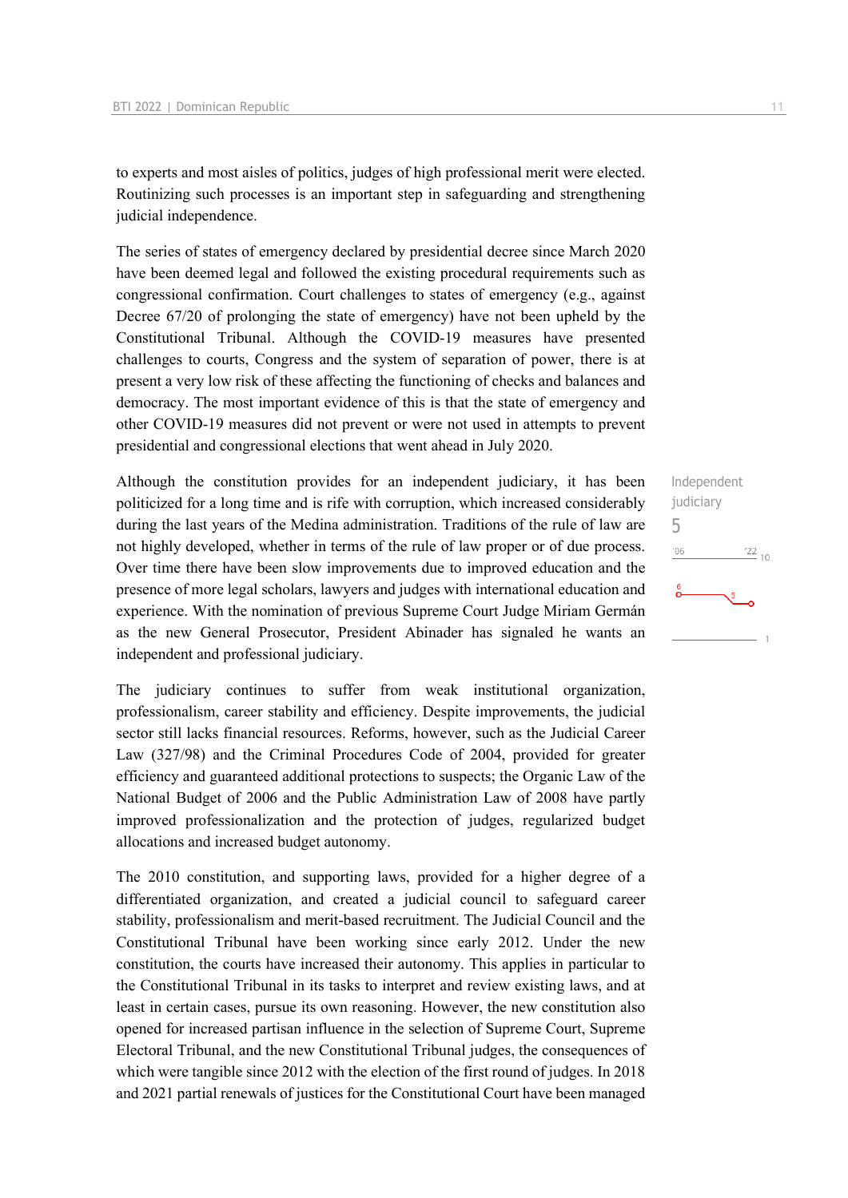to experts and most aisles of politics, judges of high professional merit were elected. Routinizing such processes is an important step in safeguarding and strengthening judicial independence.

The series of states of emergency declared by presidential decree since March 2020 have been deemed legal and followed the existing procedural requirements such as congressional confirmation. Court challenges to states of emergency (e.g., against Decree 67/20 of prolonging the state of emergency) have not been upheld by the Constitutional Tribunal. Although the COVID-19 measures have presented challenges to courts, Congress and the system of separation of power, there is at present a very low risk of these affecting the functioning of checks and balances and democracy. The most important evidence of this is that the state of emergency and other COVID-19 measures did not prevent or were not used in attempts to prevent presidential and congressional elections that went ahead in July 2020.

Independent judiciary
5

Although the constitution provides for an independent judiciary, it has been politicized for a long time and is rife with corruption, which increased considerably during the last years of the Medina administration. Traditions of the rule of law are not highly developed, whether in terms of the rule of law proper or of due process. Over time there have been slow improvements due to improved education and the presence of more legal scholars, lawyers and judges with international education and experience. With the nomination of previous Supreme Court Judge Miriam Germán as the new General Prosecutor, President Abinader has signaled he wants an independent and professional judiciary.

The judiciary continues to suffer from weak institutional organization, professionalism, career stability and efficiency. Despite improvements, the judicial sector still lacks financial resources. Reforms, however, such as the Judicial Career Law (327/98) and the Criminal Procedures Code of 2004, provided for greater efficiency and guaranteed additional protections to suspects; the Organic Law of the National Budget of 2006 and the Public Administration Law of 2008 have partly improved professionalization and the protection of judges, regularized budget allocations and increased budget autonomy.

The 2010 constitution, and supporting laws, provided for a higher degree of a differentiated organization, and created a judicial council to safeguard career stability, professionalism and merit-based recruitment. The Judicial Council and the Constitutional Tribunal have been working since early 2012. Under the new constitution, the courts have increased their autonomy. This applies in particular to the Constitutional Tribunal in its tasks to interpret and review existing laws, and at least in certain cases, pursue its own reasoning. However, the new constitution also opened for increased partisan influence in the selection of Supreme Court, Supreme Electoral Tribunal, and the new Constitutional Tribunal judges, the consequences of which were tangible since 2012 with the election of the first round of judges. In 2018 and 2021 partial renewals of justices for the Constitutional Court have been managed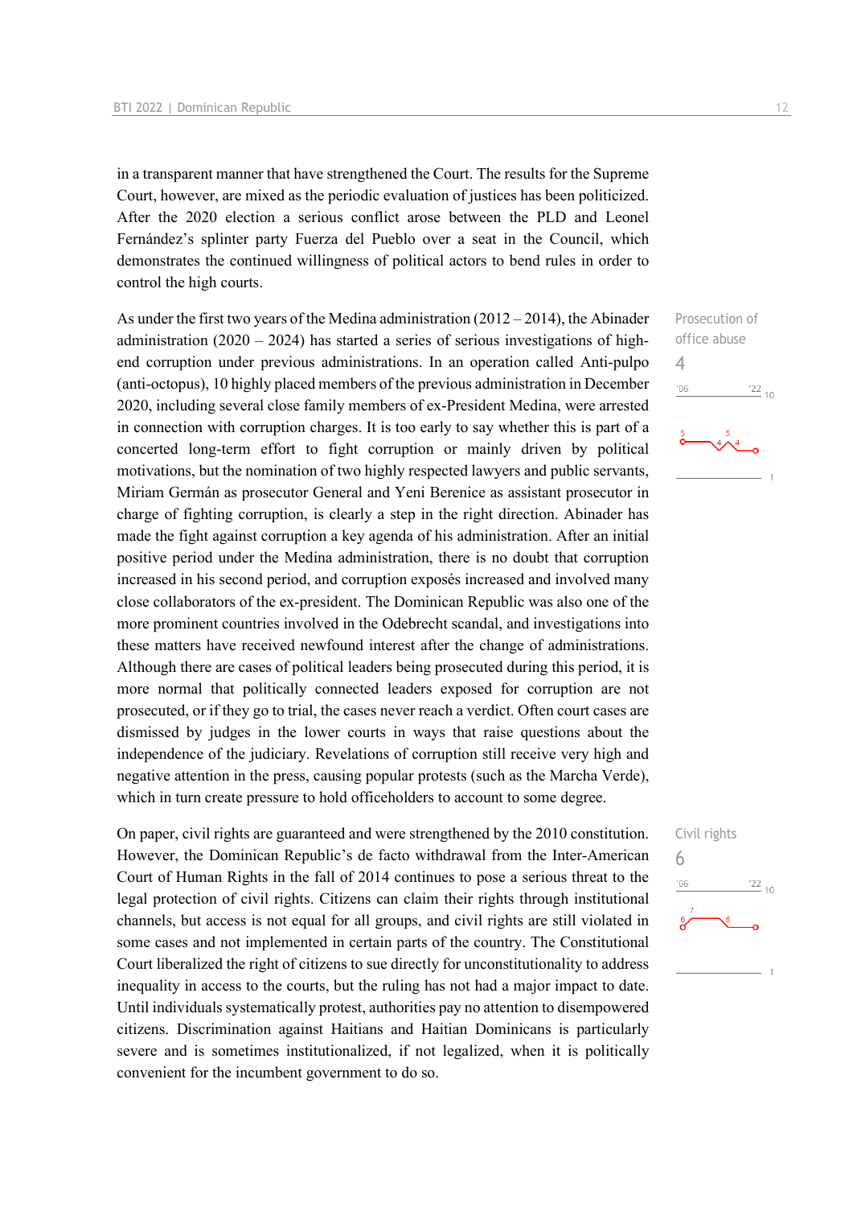in a transparent manner that have strengthened the Court. The results for the Supreme Court, however, are mixed as the periodic evaluation of justices has been politicized. After the 2020 election a serious conflict arose between the PLD and Leonel Fernández's splinter party Fuerza del Pueblo over a seat in the Council, which demonstrates the continued willingness of political actors to bend rules in order to control the high courts.

Prosecution of office abuse

4

As under the first two years of the Medina administration (2012 – 2014), the Abinader administration (2020 – 2024) has started a series of serious investigations of high-end corruption under previous administrations. In an operation called Anti-pulpo (anti-octopus), 10 highly placed members of the previous administration in December 2020, including several close family members of ex-President Medina, were arrested in connection with corruption charges. It is too early to say whether this is part of a concerted long-term effort to fight corruption or mainly driven by political motivations, but the nomination of two highly respected lawyers and public servants, Miriam Germán as prosecutor General and Yeni Berenice as assistant prosecutor in charge of fighting corruption, is clearly a step in the right direction. Abinader has made the fight against corruption a key agenda of his administration. After an initial positive period under the Medina administration, there is no doubt that corruption increased in his second period, and corruption exposés increased and involved many close collaborators of the ex-president. The Dominican Republic was also one of the more prominent countries involved in the Odebrecht scandal, and investigations into these matters have received newfound interest after the change of administrations. Although there are cases of political leaders being prosecuted during this period, it is more normal that politically connected leaders exposed for corruption are not prosecuted, or if they go to trial, the cases never reach a verdict. Often court cases are dismissed by judges in the lower courts in ways that raise questions about the independence of the judiciary. Revelations of corruption still receive very high and negative attention in the press, causing popular protests (such as the Marcha Verde), which in turn create pressure to hold officeholders to account to some degree.

Civil rights

6

On paper, civil rights are guaranteed and were strengthened by the 2010 constitution. However, the Dominican Republic's de facto withdrawal from the Inter-American Court of Human Rights in the fall of 2014 continues to pose a serious threat to the legal protection of civil rights. Citizens can claim their rights through institutional channels, but access is not equal for all groups, and civil rights are still violated in some cases and not implemented in certain parts of the country. The Constitutional Court liberalized the right of citizens to sue directly for unconstitutionality to address inequality in access to the courts, but the ruling has not had a major impact to date. Until individuals systematically protest, authorities pay no attention to disempowered citizens. Discrimination against Haitians and Haitian Dominicans is particularly severe and is sometimes institutionalized, if not legalized, when it is politically convenient for the incumbent government to do so.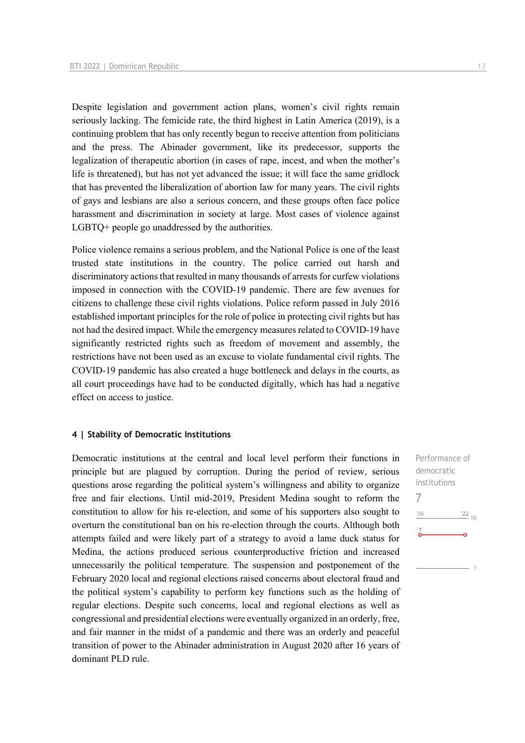Despite legislation and government action plans, women's civil rights remain seriously lacking. The femicide rate, the third highest in Latin America (2019), is a continuing problem that has only recently begun to receive attention from politicians and the press. The Abinader government, like its predecessor, supports the legalization of therapeutic abortion (in cases of rape, incest, and when the mother's life is threatened), but has not yet advanced the issue; it will face the same gridlock that has prevented the liberalization of abortion law for many years. The civil rights of gays and lesbians are also a serious concern, and these groups often face police harassment and discrimination in society at large. Most cases of violence against LGBTQ+ people go unaddressed by the authorities.

Police violence remains a serious problem, and the National Police is one of the least trusted state institutions in the country. The police carried out harsh and discriminatory actions that resulted in many thousands of arrests for curfew violations imposed in connection with the COVID-19 pandemic. There are few avenues for citizens to challenge these civil rights violations. Police reform passed in July 2016 established important principles for the role of police in protecting civil rights but has not had the desired impact. While the emergency measures related to COVID-19 have significantly restricted rights such as freedom of movement and assembly, the restrictions have not been used as an excuse to violate fundamental civil rights. The COVID-19 pandemic has also created a huge bottleneck and delays in the courts, as all court proceedings have had to be conducted digitally, which has had a negative effect on access to justice.

### 4 | Stability of Democratic Institutions

Performance of democratic institutions

7

Democratic institutions at the central and local level perform their functions in principle but are plagued by corruption. During the period of review, serious questions arose regarding the political system's willingness and ability to organize free and fair elections. Until mid-2019, President Medina sought to reform the constitution to allow for his re-election, and some of his supporters also sought to overturn the constitutional ban on his re-election through the courts. Although both attempts failed and were likely part of a strategy to avoid a lame duck status for Medina, the actions produced serious counterproductive friction and increased unnecessarily the political temperature. The suspension and postponement of the February 2020 local and regional elections raised concerns about electoral fraud and the political system's capability to perform key functions such as the holding of regular elections. Despite such concerns, local and regional elections as well as congressional and presidential elections were eventually organized in an orderly, free, and fair manner in the midst of a pandemic and there was an orderly and peaceful transition of power to the Abinader administration in August 2020 after 16 years of dominant PLD rule.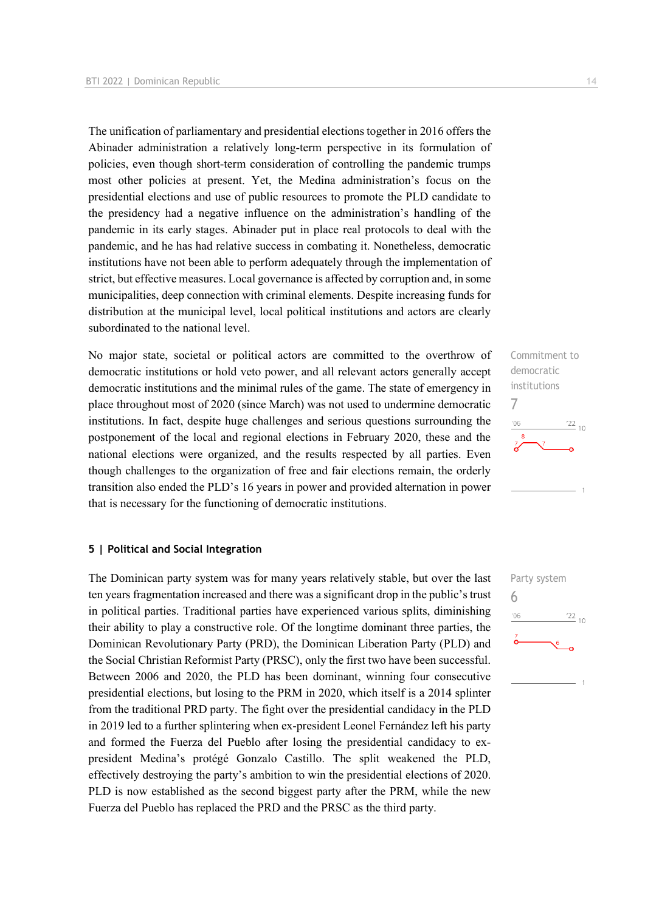The unification of parliamentary and presidential elections together in 2016 offers the Abinader administration a relatively long-term perspective in its formulation of policies, even though short-term consideration of controlling the pandemic trumps most other policies at present. Yet, the Medina administration's focus on the presidential elections and use of public resources to promote the PLD candidate to the presidency had a negative influence on the administration's handling of the pandemic in its early stages. Abinader put in place real protocols to deal with the pandemic, and he has had relative success in combating it. Nonetheless, democratic institutions have not been able to perform adequately through the implementation of strict, but effective measures. Local governance is affected by corruption and, in some municipalities, deep connection with criminal elements. Despite increasing funds for distribution at the municipal level, local political institutions and actors are clearly subordinated to the national level.

Commitment to democratic institutions

7

No major state, societal or political actors are committed to the overthrow of democratic institutions or hold veto power, and all relevant actors generally accept democratic institutions and the minimal rules of the game. The state of emergency in place throughout most of 2020 (since March) was not used to undermine democratic institutions. In fact, despite huge challenges and serious questions surrounding the postponement of the local and regional elections in February 2020, these and the national elections were organized, and the results respected by all parties. Even though challenges to the organization of free and fair elections remain, the orderly transition also ended the PLD's 16 years in power and provided alternation in power that is necessary for the functioning of democratic institutions.

### 5 | Political and Social Integration

Party system

6

The Dominican party system was for many years relatively stable, but over the last ten years fragmentation increased and there was a significant drop in the public's trust in political parties. Traditional parties have experienced various splits, diminishing their ability to play a constructive role. Of the longtime dominant three parties, the Dominican Revolutionary Party (PRD), the Dominican Liberation Party (PLD) and the Social Christian Reformist Party (PRSC), only the first two have been successful. Between 2006 and 2020, the PLD has been dominant, winning four consecutive presidential elections, but losing to the PRM in 2020, which itself is a 2014 splinter from the traditional PRD party. The fight over the presidential candidacy in the PLD in 2019 led to a further splintering when ex-president Leonel Fernández left his party and formed the Fuerza del Pueblo after losing the presidential candidacy to ex-president Medina's protégé Gonzalo Castillo. The split weakened the PLD, effectively destroying the party's ambition to win the presidential elections of 2020. PLD is now established as the second biggest party after the PRM, while the new Fuerza del Pueblo has replaced the PRD and the PRSC as the third party.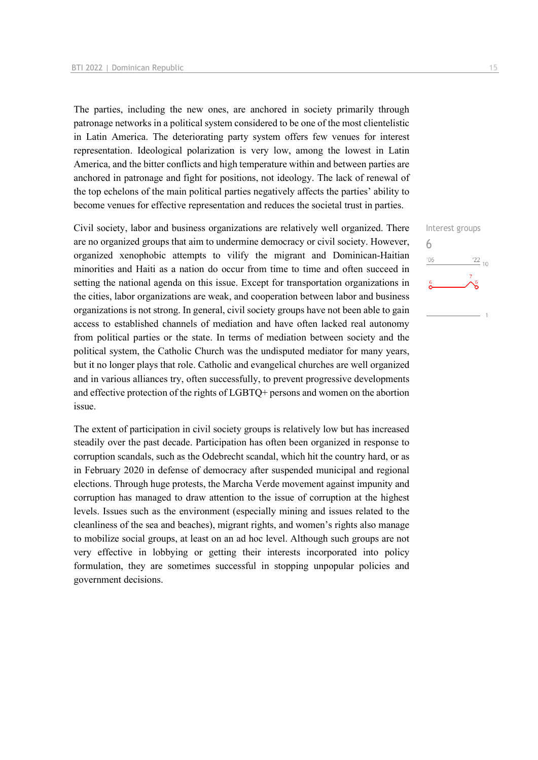The parties, including the new ones, are anchored in society primarily through patronage networks in a political system considered to be one of the most clientelistic in Latin America. The deteriorating party system offers few venues for interest representation. Ideological polarization is very low, among the lowest in Latin America, and the bitter conflicts and high temperature within and between parties are anchored in patronage and fight for positions, not ideology. The lack of renewal of the top echelons of the main political parties negatively affects the parties' ability to become venues for effective representation and reduces the societal trust in parties.

Interest groups
6

Civil society, labor and business organizations are relatively well organized. There are no organized groups that aim to undermine democracy or civil society. However, organized xenophobic attempts to vilify the migrant and Dominican-Haitian minorities and Haiti as a nation do occur from time to time and often succeed in setting the national agenda on this issue. Except for transportation organizations in the cities, labor organizations are weak, and cooperation between labor and business organizations is not strong. In general, civil society groups have not been able to gain access to established channels of mediation and have often lacked real autonomy from political parties or the state. In terms of mediation between society and the political system, the Catholic Church was the undisputed mediator for many years, but it no longer plays that role. Catholic and evangelical churches are well organized and in various alliances try, often successfully, to prevent progressive developments and effective protection of the rights of LGBTQ+ persons and women on the abortion issue.

The extent of participation in civil society groups is relatively low but has increased steadily over the past decade. Participation has often been organized in response to corruption scandals, such as the Odebrecht scandal, which hit the country hard, or as in February 2020 in defense of democracy after suspended municipal and regional elections. Through huge protests, the Marcha Verde movement against impunity and corruption has managed to draw attention to the issue of corruption at the highest levels. Issues such as the environment (especially mining and issues related to the cleanliness of the sea and beaches), migrant rights, and women's rights also manage to mobilize social groups, at least on an ad hoc level. Although such groups are not very effective in lobbying or getting their interests incorporated into policy formulation, they are sometimes successful in stopping unpopular policies and government decisions.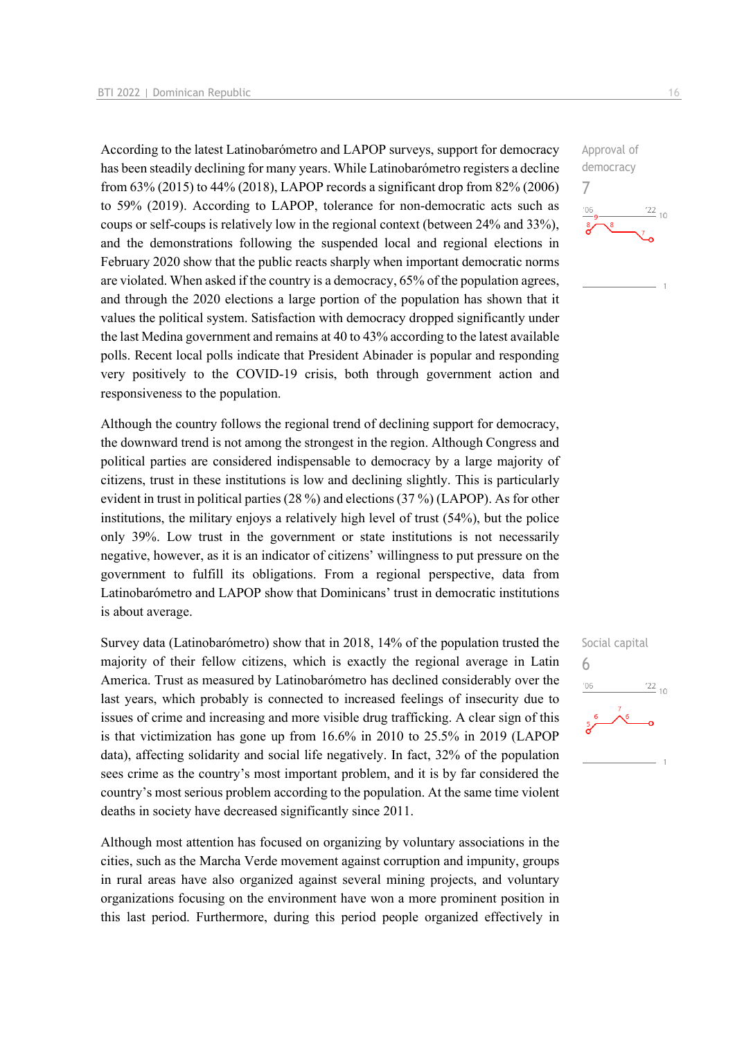According to the latest Latinobarómetro and LAPOP surveys, support for democracy has been steadily declining for many years. While Latinobarómetro registers a decline from 63% (2015) to 44% (2018), LAPOP records a significant drop from 82% (2006) to 59% (2019). According to LAPOP, tolerance for non-democratic acts such as coups or self-coups is relatively low in the regional context (between 24% and 33%), and the demonstrations following the suspended local and regional elections in February 2020 show that the public reacts sharply when important democratic norms are violated. When asked if the country is a democracy, 65% of the population agrees, and through the 2020 elections a large portion of the population has shown that it values the political system. Satisfaction with democracy dropped significantly under the last Medina government and remains at 40 to 43% according to the latest available polls. Recent local polls indicate that President Abinader is popular and responding very positively to the COVID-19 crisis, both through government action and responsiveness to the population.

Approval of democracy
7

Although the country follows the regional trend of declining support for democracy, the downward trend is not among the strongest in the region. Although Congress and political parties are considered indispensable to democracy by a large majority of citizens, trust in these institutions is low and declining slightly. This is particularly evident in trust in political parties (28 %) and elections (37 %) (LAPOP). As for other institutions, the military enjoys a relatively high level of trust (54%), but the police only 39%. Low trust in the government or state institutions is not necessarily negative, however, as it is an indicator of citizens' willingness to put pressure on the government to fulfill its obligations. From a regional perspective, data from Latinobarómetro and LAPOP show that Dominicans' trust in democratic institutions is about average.

Survey data (Latinobarómetro) show that in 2018, 14% of the population trusted the majority of their fellow citizens, which is exactly the regional average in Latin America. Trust as measured by Latinobarómetro has declined considerably over the last years, which probably is connected to increased feelings of insecurity due to issues of crime and increasing and more visible drug trafficking. A clear sign of this is that victimization has gone up from 16.6% in 2010 to 25.5% in 2019 (LAPOP data), affecting solidarity and social life negatively. In fact, 32% of the population sees crime as the country's most important problem, and it is by far considered the country's most serious problem according to the population. At the same time violent deaths in society have decreased significantly since 2011.

Social capital
6

Although most attention has focused on organizing by voluntary associations in the cities, such as the Marcha Verde movement against corruption and impunity, groups in rural areas have also organized against several mining projects, and voluntary organizations focusing on the environment have won a more prominent position in this last period. Furthermore, during this period people organized effectively in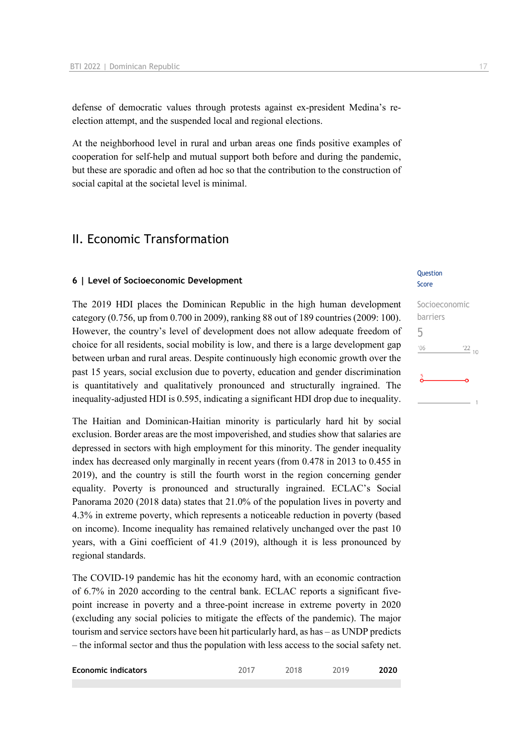defense of democratic values through protests against ex-president Medina's re-election attempt, and the suspended local and regional elections.

At the neighborhood level in rural and urban areas one finds positive examples of cooperation for self-help and mutual support both before and during the pandemic, but these are sporadic and often ad hoc so that the contribution to the construction of social capital at the societal level is minimal.

## II. Economic Transformation

### 6 | Level of Socioeconomic Development

Question Score

Socioeconomic barriers

5

The 2019 HDI places the Dominican Republic in the high human development category (0.756, up from 0.700 in 2009), ranking 88 out of 189 countries (2009: 100). However, the country's level of development does not allow adequate freedom of choice for all residents, social mobility is low, and there is a large development gap between urban and rural areas. Despite continuously high economic growth over the past 15 years, social exclusion due to poverty, education and gender discrimination is quantitatively and qualitatively pronounced and structurally ingrained. The inequality-adjusted HDI is 0.595, indicating a significant HDI drop due to inequality.

The Haitian and Dominican-Haitian minority is particularly hard hit by social exclusion. Border areas are the most impoverished, and studies show that salaries are depressed in sectors with high employment for this minority. The gender inequality index has decreased only marginally in recent years (from 0.478 in 2013 to 0.455 in 2019), and the country is still the fourth worst in the region concerning gender equality. Poverty is pronounced and structurally ingrained. ECLAC's Social Panorama 2020 (2018 data) states that 21.0% of the population lives in poverty and 4.3% in extreme poverty, which represents a noticeable reduction in poverty (based on income). Income inequality has remained relatively unchanged over the past 10 years, with a Gini coefficient of 41.9 (2019), although it is less pronounced by regional standards.

The COVID-19 pandemic has hit the economy hard, with an economic contraction of 6.7% in 2020 according to the central bank. ECLAC reports a significant five-point increase in poverty and a three-point increase in extreme poverty in 2020 (excluding any social policies to mitigate the effects of the pandemic). The major tourism and service sectors have been hit particularly hard, as has – as UNDP predicts – the informal sector and thus the population with less access to the social safety net.

| Economic indicators | 2017 | 2018 | 2019 | **2020** |
|---|---|---|---|---|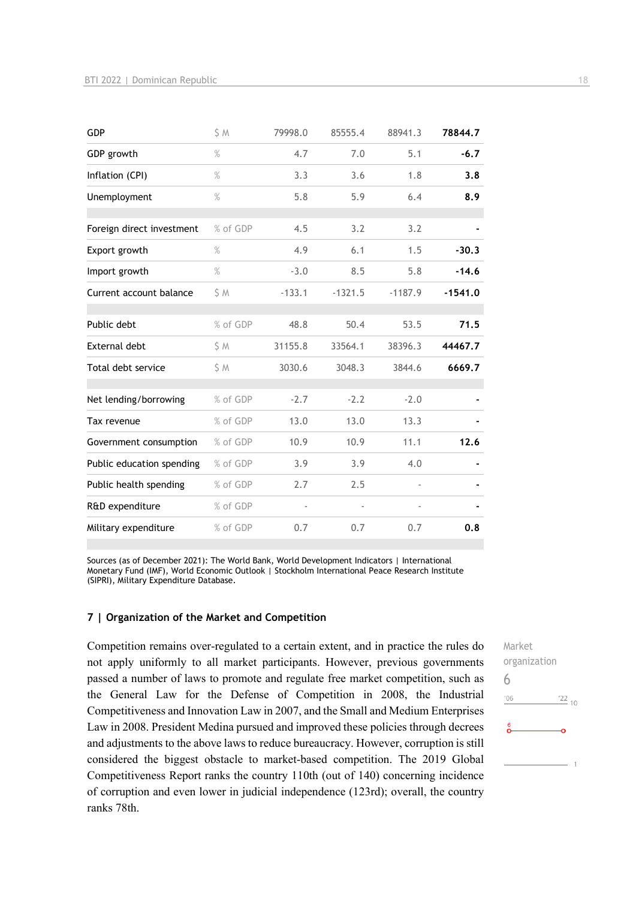| | | | | | |
|---|---|---|---|---|---|
| GDP | $ M | 79998.0 | 85555.4 | 88941.3 | **78844.7** |
| GDP growth | % | 4.7 | 7.0 | 5.1 | **-6.7** |
| Inflation (CPI) | % | 3.3 | 3.6 | 1.8 | **3.8** |
| Unemployment | % | 5.8 | 5.9 | 6.4 | **8.9** |
| | | | | | |
| Foreign direct investment | % of GDP | 4.5 | 3.2 | 3.2 | **-** |
| Export growth | % | 4.9 | 6.1 | 1.5 | **-30.3** |
| Import growth | % | -3.0 | 8.5 | 5.8 | **-14.6** |
| Current account balance | $ M | -133.1 | -1321.5 | -1187.9 | **-1541.0** |
| | | | | | |
| Public debt | % of GDP | 48.8 | 50.4 | 53.5 | **71.5** |
| External debt | $ M | 31155.8 | 33564.1 | 38396.3 | **44467.7** |
| Total debt service | $ M | 3030.6 | 3048.3 | 3844.6 | **6669.7** |
| | | | | | |
| Net lending/borrowing | % of GDP | -2.7 | -2.2 | -2.0 | **-** |
| Tax revenue | % of GDP | 13.0 | 13.0 | 13.3 | **-** |
| Government consumption | % of GDP | 10.9 | 10.9 | 11.1 | **12.6** |
| Public education spending | % of GDP | 3.9 | 3.9 | 4.0 | **-** |
| Public health spending | % of GDP | 2.7 | 2.5 | - | **-** |
| R&D expenditure | % of GDP | - | - | - | **-** |
| Military expenditure | % of GDP | 0.7 | 0.7 | 0.7 | **0.8** |

Sources (as of December 2021): The World Bank, World Development Indicators | International Monetary Fund (IMF), World Economic Outlook | Stockholm International Peace Research Institute (SIPRI), Military Expenditure Database.

## 7 | Organization of the Market and Competition

Market organization
6

Competition remains over-regulated to a certain extent, and in practice the rules do not apply uniformly to all market participants. However, previous governments passed a number of laws to promote and regulate free market competition, such as the General Law for the Defense of Competition in 2008, the Industrial Competitiveness and Innovation Law in 2007, and the Small and Medium Enterprises Law in 2008. President Medina pursued and improved these policies through decrees and adjustments to the above laws to reduce bureaucracy. However, corruption is still considered the biggest obstacle to market-based competition. The 2019 Global Competitiveness Report ranks the country 110th (out of 140) concerning incidence of corruption and even lower in judicial independence (123rd); overall, the country ranks 78th.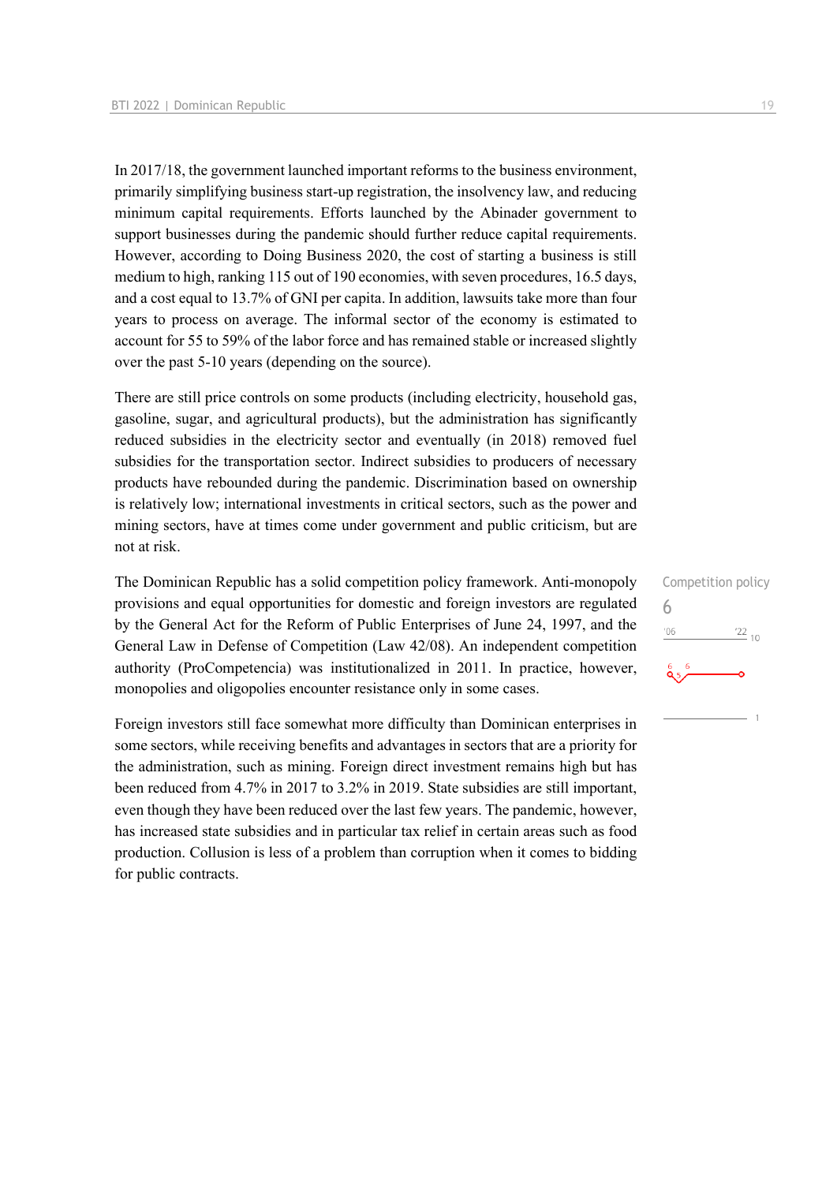In 2017/18, the government launched important reforms to the business environment, primarily simplifying business start-up registration, the insolvency law, and reducing minimum capital requirements. Efforts launched by the Abinader government to support businesses during the pandemic should further reduce capital requirements. However, according to Doing Business 2020, the cost of starting a business is still medium to high, ranking 115 out of 190 economies, with seven procedures, 16.5 days, and a cost equal to 13.7% of GNI per capita. In addition, lawsuits take more than four years to process on average. The informal sector of the economy is estimated to account for 55 to 59% of the labor force and has remained stable or increased slightly over the past 5-10 years (depending on the source).

There are still price controls on some products (including electricity, household gas, gasoline, sugar, and agricultural products), but the administration has significantly reduced subsidies in the electricity sector and eventually (in 2018) removed fuel subsidies for the transportation sector. Indirect subsidies to producers of necessary products have rebounded during the pandemic. Discrimination based on ownership is relatively low; international investments in critical sectors, such as the power and mining sectors, have at times come under government and public criticism, but are not at risk.

Competition policy
6

The Dominican Republic has a solid competition policy framework. Anti-monopoly provisions and equal opportunities for domestic and foreign investors are regulated by the General Act for the Reform of Public Enterprises of June 24, 1997, and the General Law in Defense of Competition (Law 42/08). An independent competition authority (ProCompetencia) was institutionalized in 2011. In practice, however, monopolies and oligopolies encounter resistance only in some cases.

Foreign investors still face somewhat more difficulty than Dominican enterprises in some sectors, while receiving benefits and advantages in sectors that are a priority for the administration, such as mining. Foreign direct investment remains high but has been reduced from 4.7% in 2017 to 3.2% in 2019. State subsidies are still important, even though they have been reduced over the last few years. The pandemic, however, has increased state subsidies and in particular tax relief in certain areas such as food production. Collusion is less of a problem than corruption when it comes to bidding for public contracts.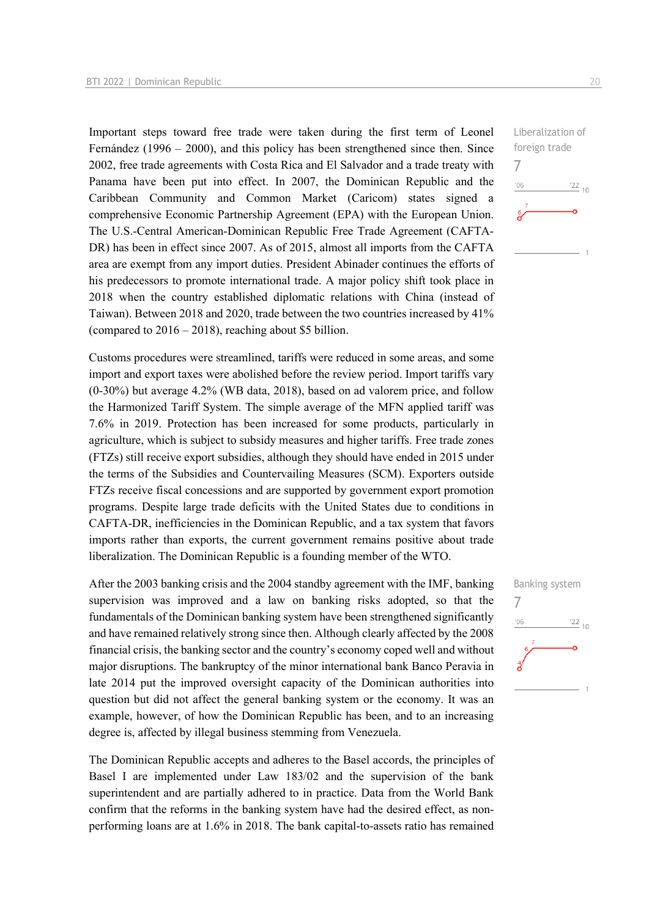Important steps toward free trade were taken during the first term of Leonel Fernández (1996 – 2000), and this policy has been strengthened since then. Since 2002, free trade agreements with Costa Rica and El Salvador and a trade treaty with Panama have been put into effect. In 2007, the Dominican Republic and the Caribbean Community and Common Market (Caricom) states signed a comprehensive Economic Partnership Agreement (EPA) with the European Union. The U.S.-Central American-Dominican Republic Free Trade Agreement (CAFTA-DR) has been in effect since 2007. As of 2015, almost all imports from the CAFTA area are exempt from any import duties. President Abinader continues the efforts of his predecessors to promote international trade. A major policy shift took place in 2018 when the country established diplomatic relations with China (instead of Taiwan). Between 2018 and 2020, trade between the two countries increased by 41% (compared to 2016 – 2018), reaching about $5 billion.

Liberalization of foreign trade
7

Customs procedures were streamlined, tariffs were reduced in some areas, and some import and export taxes were abolished before the review period. Import tariffs vary (0-30%) but average 4.2% (WB data, 2018), based on ad valorem price, and follow the Harmonized Tariff System. The simple average of the MFN applied tariff was 7.6% in 2019. Protection has been increased for some products, particularly in agriculture, which is subject to subsidy measures and higher tariffs. Free trade zones (FTZs) still receive export subsidies, although they should have ended in 2015 under the terms of the Subsidies and Countervailing Measures (SCM). Exporters outside FTZs receive fiscal concessions and are supported by government export promotion programs. Despite large trade deficits with the United States due to conditions in CAFTA-DR, inefficiencies in the Dominican Republic, and a tax system that favors imports rather than exports, the current government remains positive about trade liberalization. The Dominican Republic is a founding member of the WTO.

After the 2003 banking crisis and the 2004 standby agreement with the IMF, banking supervision was improved and a law on banking risks adopted, so that the fundamentals of the Dominican banking system have been strengthened significantly and have remained relatively strong since then. Although clearly affected by the 2008 financial crisis, the banking sector and the country's economy coped well and without major disruptions. The bankruptcy of the minor international bank Banco Peravia in late 2014 put the improved oversight capacity of the Dominican authorities into question but did not affect the general banking system or the economy. It was an example, however, of how the Dominican Republic has been, and to an increasing degree is, affected by illegal business stemming from Venezuela.

Banking system
7

The Dominican Republic accepts and adheres to the Basel accords, the principles of Basel I are implemented under Law 183/02 and the supervision of the bank superintendent and are partially adhered to in practice. Data from the World Bank confirm that the reforms in the banking system have had the desired effect, as non-performing loans are at 1.6% in 2018. The bank capital-to-assets ratio has remained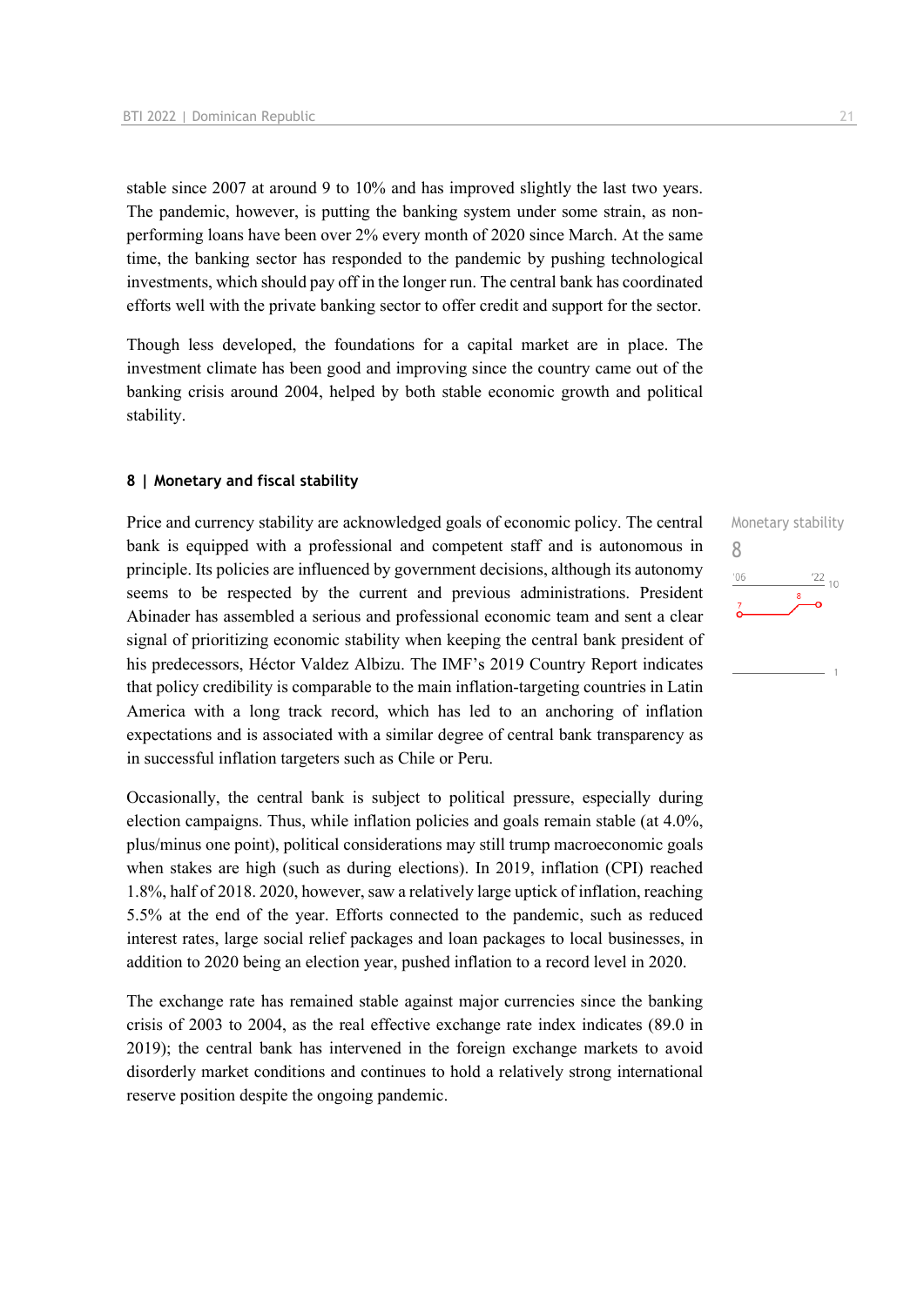stable since 2007 at around 9 to 10% and has improved slightly the last two years. The pandemic, however, is putting the banking system under some strain, as non-performing loans have been over 2% every month of 2020 since March. At the same time, the banking sector has responded to the pandemic by pushing technological investments, which should pay off in the longer run. The central bank has coordinated efforts well with the private banking sector to offer credit and support for the sector.

Though less developed, the foundations for a capital market are in place. The investment climate has been good and improving since the country came out of the banking crisis around 2004, helped by both stable economic growth and political stability.

### 8 | Monetary and fiscal stability

Monetary stability
8

Price and currency stability are acknowledged goals of economic policy. The central bank is equipped with a professional and competent staff and is autonomous in principle. Its policies are influenced by government decisions, although its autonomy seems to be respected by the current and previous administrations. President Abinader has assembled a serious and professional economic team and sent a clear signal of prioritizing economic stability when keeping the central bank president of his predecessors, Héctor Valdez Albizu. The IMF's 2019 Country Report indicates that policy credibility is comparable to the main inflation-targeting countries in Latin America with a long track record, which has led to an anchoring of inflation expectations and is associated with a similar degree of central bank transparency as in successful inflation targeters such as Chile or Peru.

Occasionally, the central bank is subject to political pressure, especially during election campaigns. Thus, while inflation policies and goals remain stable (at 4.0%, plus/minus one point), political considerations may still trump macroeconomic goals when stakes are high (such as during elections). In 2019, inflation (CPI) reached 1.8%, half of 2018. 2020, however, saw a relatively large uptick of inflation, reaching 5.5% at the end of the year. Efforts connected to the pandemic, such as reduced interest rates, large social relief packages and loan packages to local businesses, in addition to 2020 being an election year, pushed inflation to a record level in 2020.

The exchange rate has remained stable against major currencies since the banking crisis of 2003 to 2004, as the real effective exchange rate index indicates (89.0 in 2019); the central bank has intervened in the foreign exchange markets to avoid disorderly market conditions and continues to hold a relatively strong international reserve position despite the ongoing pandemic.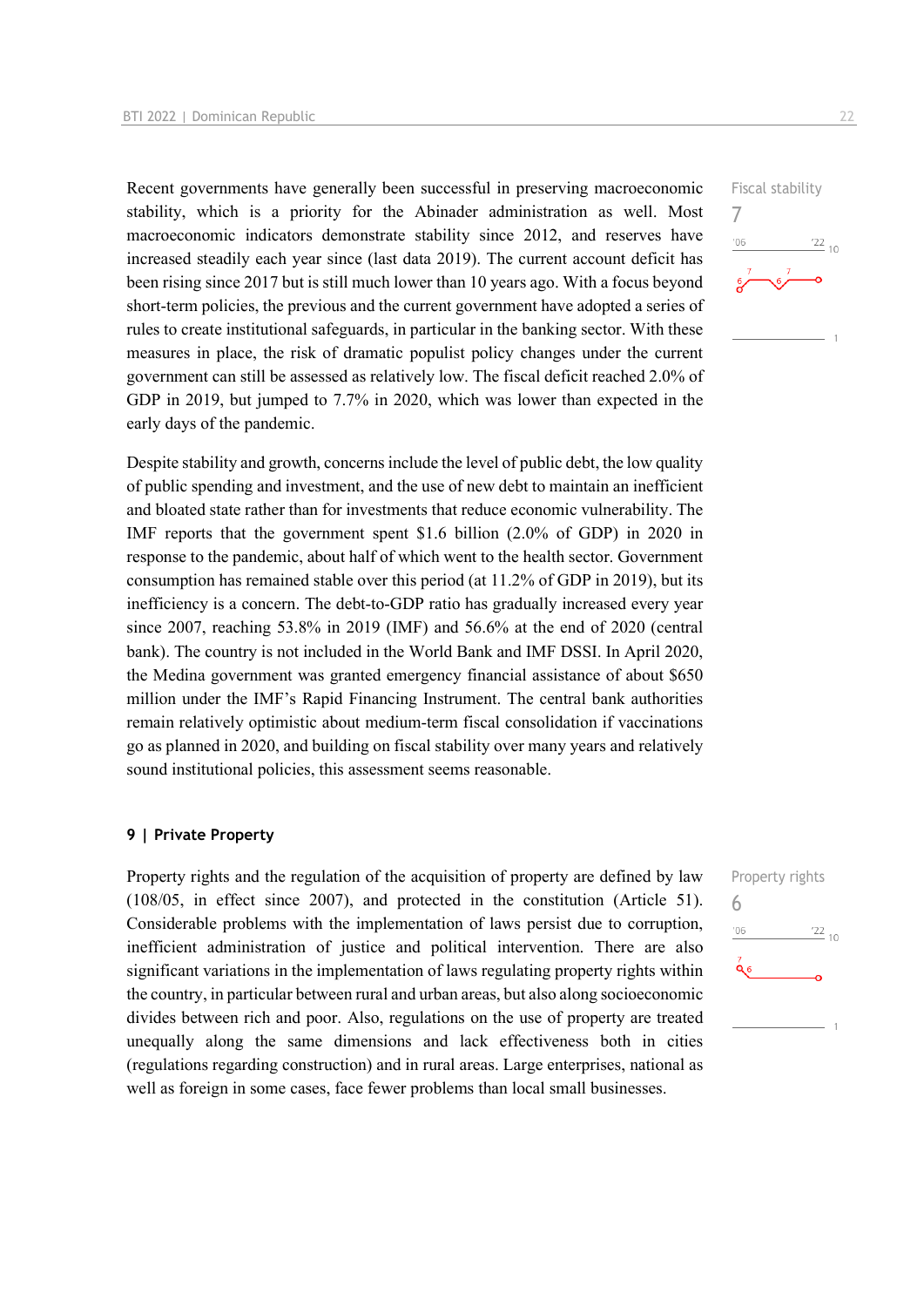Recent governments have generally been successful in preserving macroeconomic stability, which is a priority for the Abinader administration as well. Most macroeconomic indicators demonstrate stability since 2012, and reserves have increased steadily each year since (last data 2019). The current account deficit has been rising since 2017 but is still much lower than 10 years ago. With a focus beyond short-term policies, the previous and the current government have adopted a series of rules to create institutional safeguards, in particular in the banking sector. With these measures in place, the risk of dramatic populist policy changes under the current government can still be assessed as relatively low. The fiscal deficit reached 2.0% of GDP in 2019, but jumped to 7.7% in 2020, which was lower than expected in the early days of the pandemic.

Fiscal stability
7

Despite stability and growth, concerns include the level of public debt, the low quality of public spending and investment, and the use of new debt to maintain an inefficient and bloated state rather than for investments that reduce economic vulnerability. The IMF reports that the government spent $1.6 billion (2.0% of GDP) in 2020 in response to the pandemic, about half of which went to the health sector. Government consumption has remained stable over this period (at 11.2% of GDP in 2019), but its inefficiency is a concern. The debt-to-GDP ratio has gradually increased every year since 2007, reaching 53.8% in 2019 (IMF) and 56.6% at the end of 2020 (central bank). The country is not included in the World Bank and IMF DSSI. In April 2020, the Medina government was granted emergency financial assistance of about $650 million under the IMF's Rapid Financing Instrument. The central bank authorities remain relatively optimistic about medium-term fiscal consolidation if vaccinations go as planned in 2020, and building on fiscal stability over many years and relatively sound institutional policies, this assessment seems reasonable.

## 9 | Private Property

Property rights and the regulation of the acquisition of property are defined by law (108/05, in effect since 2007), and protected in the constitution (Article 51). Considerable problems with the implementation of laws persist due to corruption, inefficient administration of justice and political intervention. There are also significant variations in the implementation of laws regulating property rights within the country, in particular between rural and urban areas, but also along socioeconomic divides between rich and poor. Also, regulations on the use of property are treated unequally along the same dimensions and lack effectiveness both in cities (regulations regarding construction) and in rural areas. Large enterprises, national as well as foreign in some cases, face fewer problems than local small businesses.

Property rights
6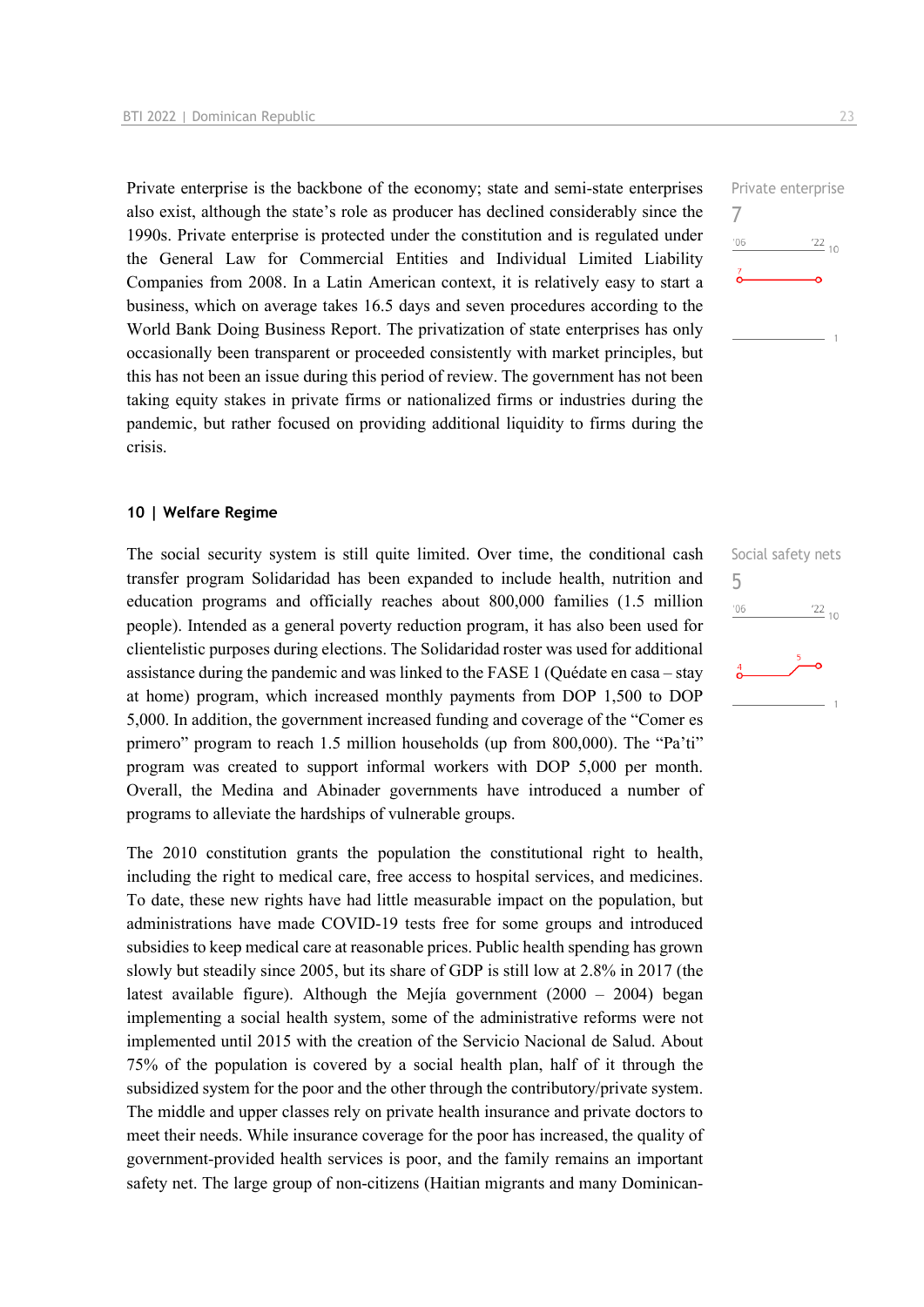Private enterprise is the backbone of the economy; state and semi-state enterprises also exist, although the state's role as producer has declined considerably since the 1990s. Private enterprise is protected under the constitution and is regulated under the General Law for Commercial Entities and Individual Limited Liability Companies from 2008. In a Latin American context, it is relatively easy to start a business, which on average takes 16.5 days and seven procedures according to the World Bank Doing Business Report. The privatization of state enterprises has only occasionally been transparent or proceeded consistently with market principles, but this has not been an issue during this period of review. The government has not been taking equity stakes in private firms or nationalized firms or industries during the pandemic, but rather focused on providing additional liquidity to firms during the crisis.

Private enterprise
7

## 10 | Welfare Regime

The social security system is still quite limited. Over time, the conditional cash transfer program Solidaridad has been expanded to include health, nutrition and education programs and officially reaches about 800,000 families (1.5 million people). Intended as a general poverty reduction program, it has also been used for clientelistic purposes during elections. The Solidaridad roster was used for additional assistance during the pandemic and was linked to the FASE 1 (Quédate en casa – stay at home) program, which increased monthly payments from DOP 1,500 to DOP 5,000. In addition, the government increased funding and coverage of the "Comer es primero" program to reach 1.5 million households (up from 800,000). The "Pa'ti" program was created to support informal workers with DOP 5,000 per month. Overall, the Medina and Abinader governments have introduced a number of programs to alleviate the hardships of vulnerable groups.

Social safety nets
5

The 2010 constitution grants the population the constitutional right to health, including the right to medical care, free access to hospital services, and medicines. To date, these new rights have had little measurable impact on the population, but administrations have made COVID-19 tests free for some groups and introduced subsidies to keep medical care at reasonable prices. Public health spending has grown slowly but steadily since 2005, but its share of GDP is still low at 2.8% in 2017 (the latest available figure). Although the Mejía government (2000 – 2004) began implementing a social health system, some of the administrative reforms were not implemented until 2015 with the creation of the Servicio Nacional de Salud. About 75% of the population is covered by a social health plan, half of it through the subsidized system for the poor and the other through the contributory/private system. The middle and upper classes rely on private health insurance and private doctors to meet their needs. While insurance coverage for the poor has increased, the quality of government-provided health services is poor, and the family remains an important safety net. The large group of non-citizens (Haitian migrants and many Dominican-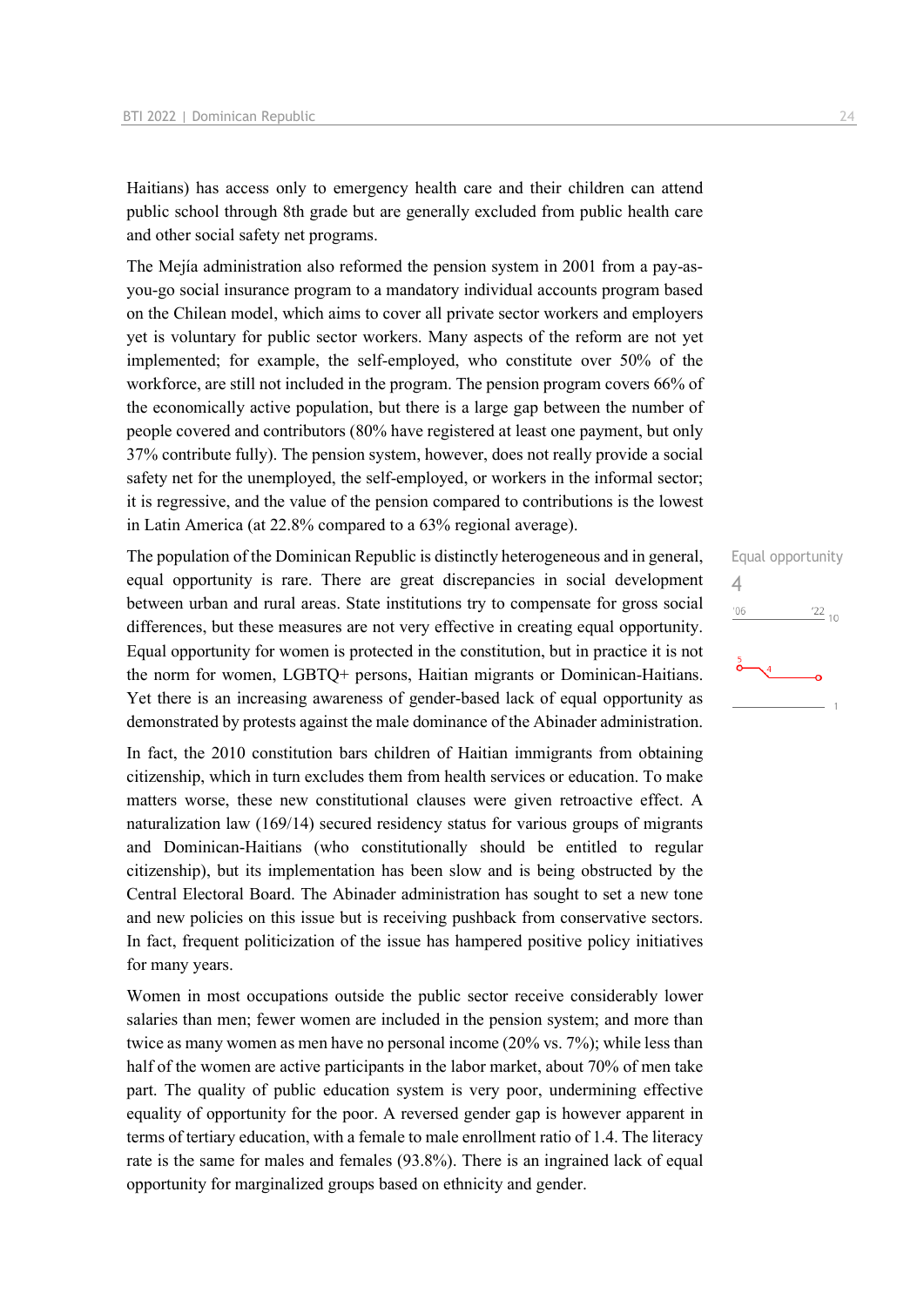Haitians) has access only to emergency health care and their children can attend public school through 8th grade but are generally excluded from public health care and other social safety net programs.

The Mejía administration also reformed the pension system in 2001 from a pay-as-you-go social insurance program to a mandatory individual accounts program based on the Chilean model, which aims to cover all private sector workers and employers yet is voluntary for public sector workers. Many aspects of the reform are not yet implemented; for example, the self-employed, who constitute over 50% of the workforce, are still not included in the program. The pension program covers 66% of the economically active population, but there is a large gap between the number of people covered and contributors (80% have registered at least one payment, but only 37% contribute fully). The pension system, however, does not really provide a social safety net for the unemployed, the self-employed, or workers in the informal sector; it is regressive, and the value of the pension compared to contributions is the lowest in Latin America (at 22.8% compared to a 63% regional average).

Equal opportunity
4
'06 '22 10

The population of the Dominican Republic is distinctly heterogeneous and in general, equal opportunity is rare. There are great discrepancies in social development between urban and rural areas. State institutions try to compensate for gross social differences, but these measures are not very effective in creating equal opportunity. Equal opportunity for women is protected in the constitution, but in practice it is not the norm for women, LGBTQ+ persons, Haitian migrants or Dominican-Haitians. Yet there is an increasing awareness of gender-based lack of equal opportunity as demonstrated by protests against the male dominance of the Abinader administration.

In fact, the 2010 constitution bars children of Haitian immigrants from obtaining citizenship, which in turn excludes them from health services or education. To make matters worse, these new constitutional clauses were given retroactive effect. A naturalization law (169/14) secured residency status for various groups of migrants and Dominican-Haitians (who constitutionally should be entitled to regular citizenship), but its implementation has been slow and is being obstructed by the Central Electoral Board. The Abinader administration has sought to set a new tone and new policies on this issue but is receiving pushback from conservative sectors. In fact, frequent politicization of the issue has hampered positive policy initiatives for many years.

Women in most occupations outside the public sector receive considerably lower salaries than men; fewer women are included in the pension system; and more than twice as many women as men have no personal income (20% vs. 7%); while less than half of the women are active participants in the labor market, about 70% of men take part. The quality of public education system is very poor, undermining effective equality of opportunity for the poor. A reversed gender gap is however apparent in terms of tertiary education, with a female to male enrollment ratio of 1.4. The literacy rate is the same for males and females (93.8%). There is an ingrained lack of equal opportunity for marginalized groups based on ethnicity and gender.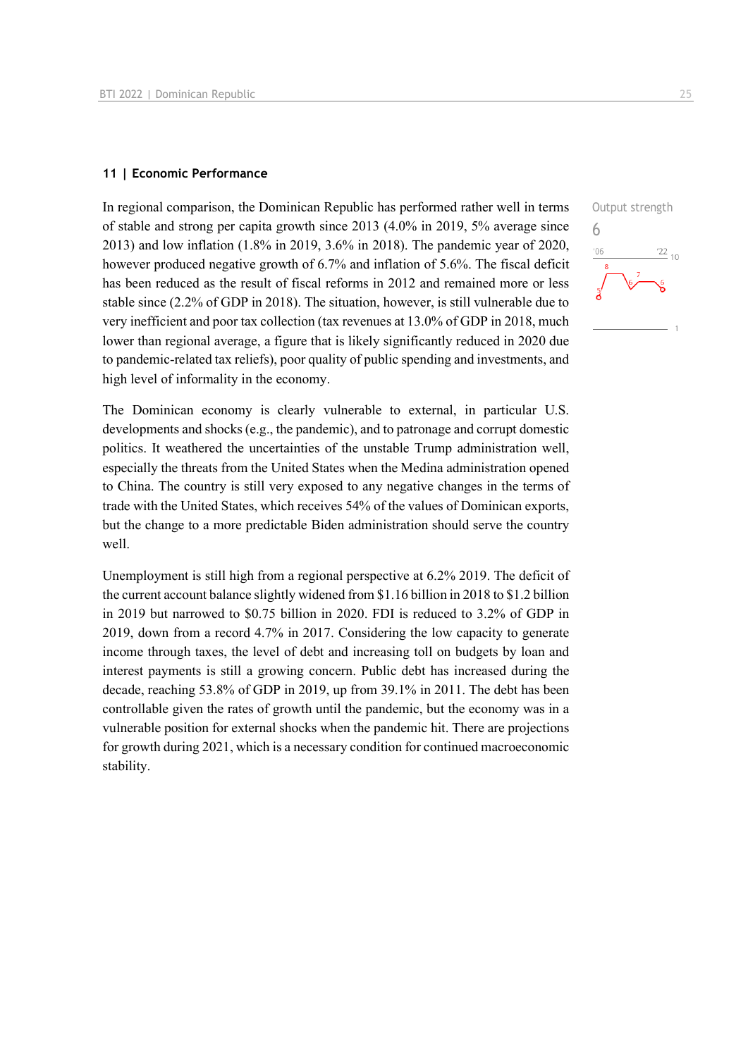## 11 | Economic Performance

Output strength

6

In regional comparison, the Dominican Republic has performed rather well in terms of stable and strong per capita growth since 2013 (4.0% in 2019, 5% average since 2013) and low inflation (1.8% in 2019, 3.6% in 2018). The pandemic year of 2020, however produced negative growth of 6.7% and inflation of 5.6%. The fiscal deficit has been reduced as the result of fiscal reforms in 2012 and remained more or less stable since (2.2% of GDP in 2018). The situation, however, is still vulnerable due to very inefficient and poor tax collection (tax revenues at 13.0% of GDP in 2018, much lower than regional average, a figure that is likely significantly reduced in 2020 due to pandemic-related tax reliefs), poor quality of public spending and investments, and high level of informality in the economy.

The Dominican economy is clearly vulnerable to external, in particular U.S. developments and shocks (e.g., the pandemic), and to patronage and corrupt domestic politics. It weathered the uncertainties of the unstable Trump administration well, especially the threats from the United States when the Medina administration opened to China. The country is still very exposed to any negative changes in the terms of trade with the United States, which receives 54% of the values of Dominican exports, but the change to a more predictable Biden administration should serve the country well.

Unemployment is still high from a regional perspective at 6.2% 2019. The deficit of the current account balance slightly widened from $1.16 billion in 2018 to $1.2 billion in 2019 but narrowed to $0.75 billion in 2020. FDI is reduced to 3.2% of GDP in 2019, down from a record 4.7% in 2017. Considering the low capacity to generate income through taxes, the level of debt and increasing toll on budgets by loan and interest payments is still a growing concern. Public debt has increased during the decade, reaching 53.8% of GDP in 2019, up from 39.1% in 2011. The debt has been controllable given the rates of growth until the pandemic, but the economy was in a vulnerable position for external shocks when the pandemic hit. There are projections for growth during 2021, which is a necessary condition for continued macroeconomic stability.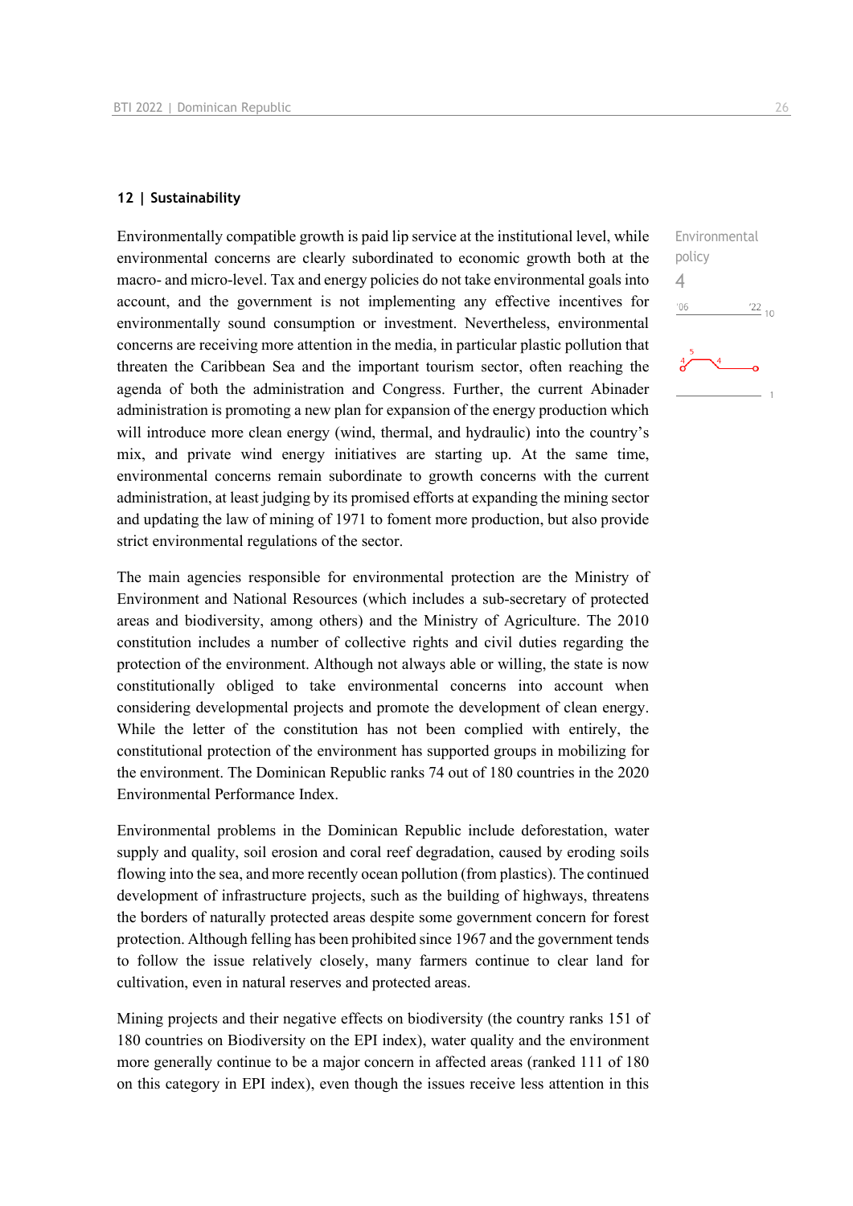## 12 | Sustainability

Environmental policy

4

Environmentally compatible growth is paid lip service at the institutional level, while environmental concerns are clearly subordinated to economic growth both at the macro- and micro-level. Tax and energy policies do not take environmental goals into account, and the government is not implementing any effective incentives for environmentally sound consumption or investment. Nevertheless, environmental concerns are receiving more attention in the media, in particular plastic pollution that threaten the Caribbean Sea and the important tourism sector, often reaching the agenda of both the administration and Congress. Further, the current Abinader administration is promoting a new plan for expansion of the energy production which will introduce more clean energy (wind, thermal, and hydraulic) into the country's mix, and private wind energy initiatives are starting up. At the same time, environmental concerns remain subordinate to growth concerns with the current administration, at least judging by its promised efforts at expanding the mining sector and updating the law of mining of 1971 to foment more production, but also provide strict environmental regulations of the sector.

The main agencies responsible for environmental protection are the Ministry of Environment and National Resources (which includes a sub-secretary of protected areas and biodiversity, among others) and the Ministry of Agriculture. The 2010 constitution includes a number of collective rights and civil duties regarding the protection of the environment. Although not always able or willing, the state is now constitutionally obliged to take environmental concerns into account when considering developmental projects and promote the development of clean energy. While the letter of the constitution has not been complied with entirely, the constitutional protection of the environment has supported groups in mobilizing for the environment. The Dominican Republic ranks 74 out of 180 countries in the 2020 Environmental Performance Index.

Environmental problems in the Dominican Republic include deforestation, water supply and quality, soil erosion and coral reef degradation, caused by eroding soils flowing into the sea, and more recently ocean pollution (from plastics). The continued development of infrastructure projects, such as the building of highways, threatens the borders of naturally protected areas despite some government concern for forest protection. Although felling has been prohibited since 1967 and the government tends to follow the issue relatively closely, many farmers continue to clear land for cultivation, even in natural reserves and protected areas.

Mining projects and their negative effects on biodiversity (the country ranks 151 of 180 countries on Biodiversity on the EPI index), water quality and the environment more generally continue to be a major concern in affected areas (ranked 111 of 180 on this category in EPI index), even though the issues receive less attention in this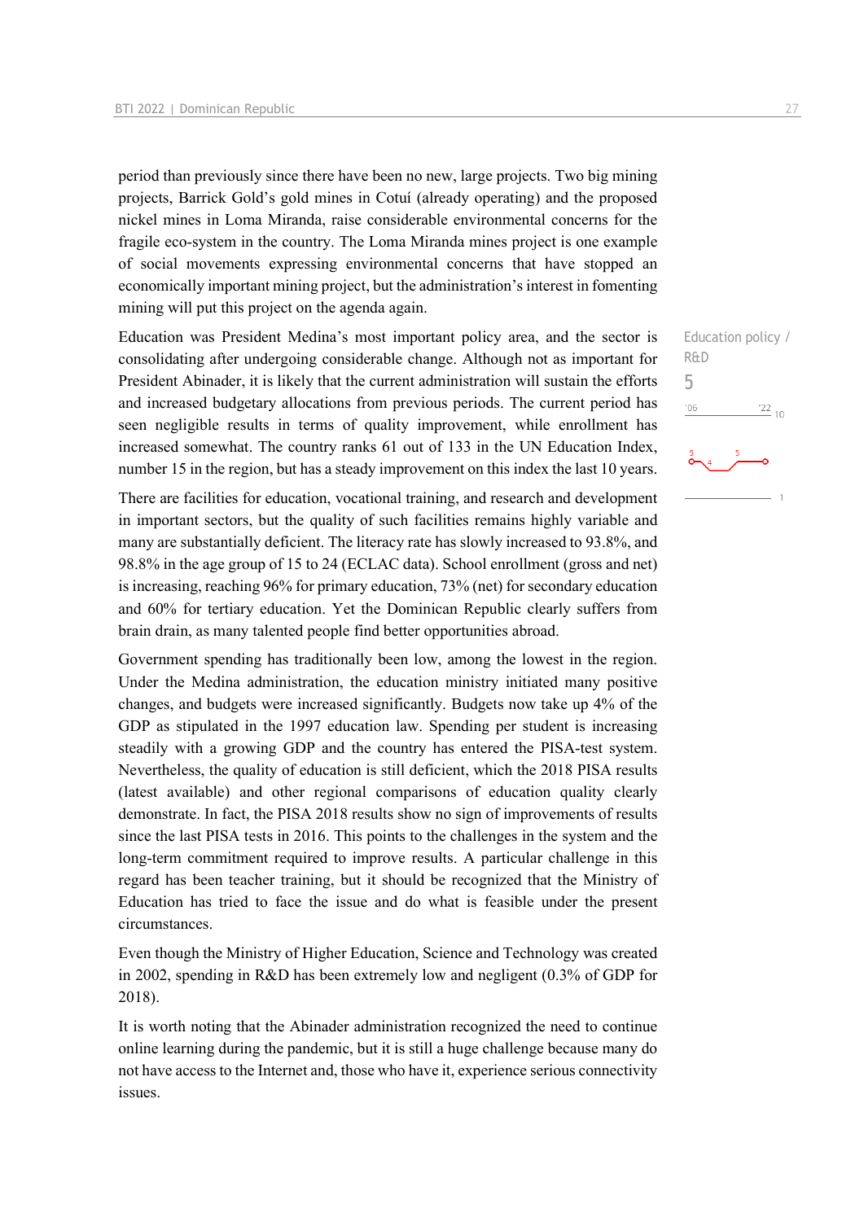period than previously since there have been no new, large projects. Two big mining projects, Barrick Gold's gold mines in Cotuí (already operating) and the proposed nickel mines in Loma Miranda, raise considerable environmental concerns for the fragile eco-system in the country. The Loma Miranda mines project is one example of social movements expressing environmental concerns that have stopped an economically important mining project, but the administration's interest in fomenting mining will put this project on the agenda again.

Education policy / R&D

5

Education was President Medina's most important policy area, and the sector is consolidating after undergoing considerable change. Although not as important for President Abinader, it is likely that the current administration will sustain the efforts and increased budgetary allocations from previous periods. The current period has seen negligible results in terms of quality improvement, while enrollment has increased somewhat. The country ranks 61 out of 133 in the UN Education Index, number 15 in the region, but has a steady improvement on this index the last 10 years.

There are facilities for education, vocational training, and research and development in important sectors, but the quality of such facilities remains highly variable and many are substantially deficient. The literacy rate has slowly increased to 93.8%, and 98.8% in the age group of 15 to 24 (ECLAC data). School enrollment (gross and net) is increasing, reaching 96% for primary education, 73% (net) for secondary education and 60% for tertiary education. Yet the Dominican Republic clearly suffers from brain drain, as many talented people find better opportunities abroad.

Government spending has traditionally been low, among the lowest in the region. Under the Medina administration, the education ministry initiated many positive changes, and budgets were increased significantly. Budgets now take up 4% of the GDP as stipulated in the 1997 education law. Spending per student is increasing steadily with a growing GDP and the country has entered the PISA-test system. Nevertheless, the quality of education is still deficient, which the 2018 PISA results (latest available) and other regional comparisons of education quality clearly demonstrate. In fact, the PISA 2018 results show no sign of improvements of results since the last PISA tests in 2016. This points to the challenges in the system and the long-term commitment required to improve results. A particular challenge in this regard has been teacher training, but it should be recognized that the Ministry of Education has tried to face the issue and do what is feasible under the present circumstances.

Even though the Ministry of Higher Education, Science and Technology was created in 2002, spending in R&D has been extremely low and negligent (0.3% of GDP for 2018).

It is worth noting that the Abinader administration recognized the need to continue online learning during the pandemic, but it is still a huge challenge because many do not have access to the Internet and, those who have it, experience serious connectivity issues.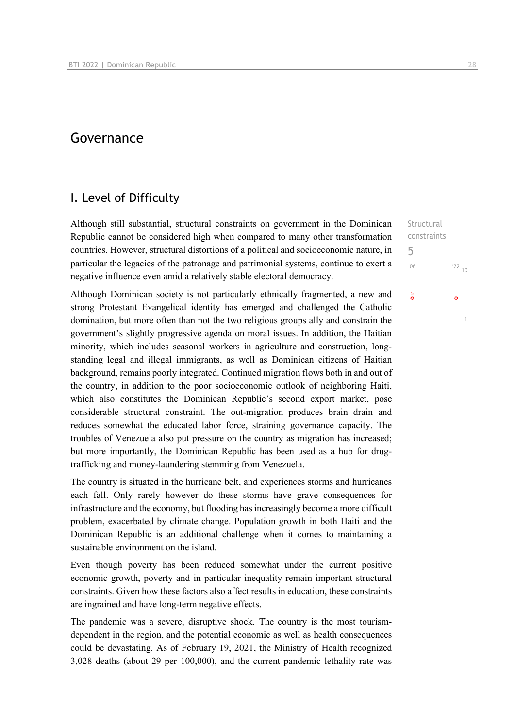# Governance

## I. Level of Difficulty

Structural constraints

5

Although still substantial, structural constraints on government in the Dominican Republic cannot be considered high when compared to many other transformation countries. However, structural distortions of a political and socioeconomic nature, in particular the legacies of the patronage and patrimonial systems, continue to exert a negative influence even amid a relatively stable electoral democracy.

Although Dominican society is not particularly ethnically fragmented, a new and strong Protestant Evangelical identity has emerged and challenged the Catholic domination, but more often than not the two religious groups ally and constrain the government's slightly progressive agenda on moral issues. In addition, the Haitian minority, which includes seasonal workers in agriculture and construction, long-standing legal and illegal immigrants, as well as Dominican citizens of Haitian background, remains poorly integrated. Continued migration flows both in and out of the country, in addition to the poor socioeconomic outlook of neighboring Haiti, which also constitutes the Dominican Republic's second export market, pose considerable structural constraint. The out-migration produces brain drain and reduces somewhat the educated labor force, straining governance capacity. The troubles of Venezuela also put pressure on the country as migration has increased; but more importantly, the Dominican Republic has been used as a hub for drug-trafficking and money-laundering stemming from Venezuela.

The country is situated in the hurricane belt, and experiences storms and hurricanes each fall. Only rarely however do these storms have grave consequences for infrastructure and the economy, but flooding has increasingly become a more difficult problem, exacerbated by climate change. Population growth in both Haiti and the Dominican Republic is an additional challenge when it comes to maintaining a sustainable environment on the island.

Even though poverty has been reduced somewhat under the current positive economic growth, poverty and in particular inequality remain important structural constraints. Given how these factors also affect results in education, these constraints are ingrained and have long-term negative effects.

The pandemic was a severe, disruptive shock. The country is the most tourism-dependent in the region, and the potential economic as well as health consequences could be devastating. As of February 19, 2021, the Ministry of Health recognized 3,028 deaths (about 29 per 100,000), and the current pandemic lethality rate was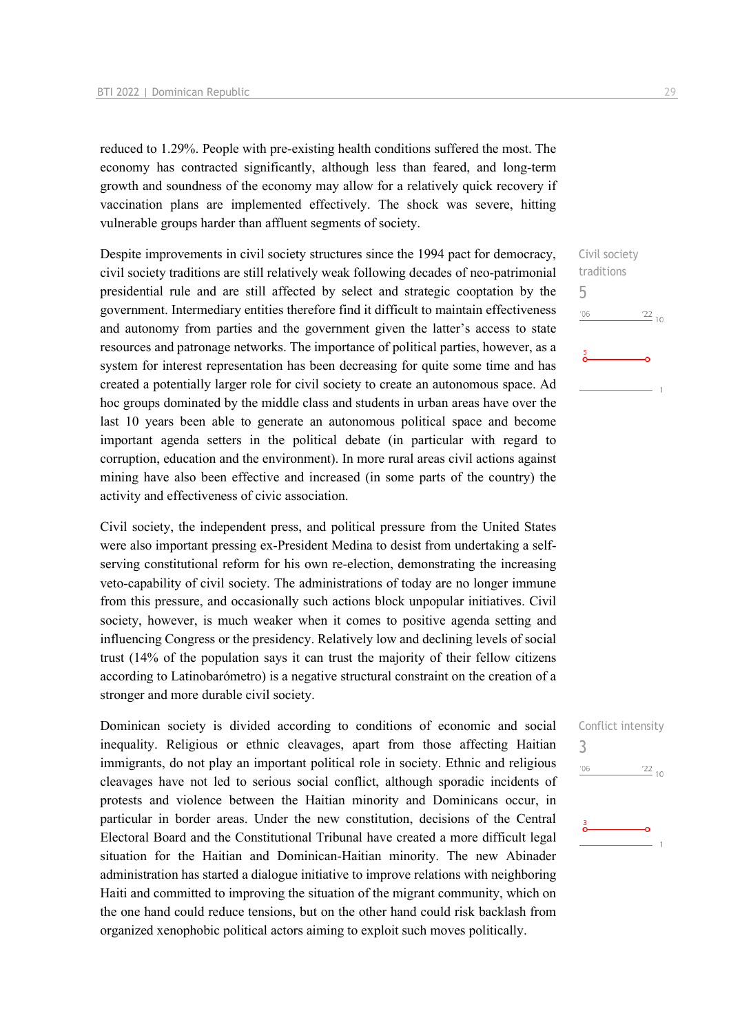reduced to 1.29%. People with pre-existing health conditions suffered the most. The economy has contracted significantly, although less than feared, and long-term growth and soundness of the economy may allow for a relatively quick recovery if vaccination plans are implemented effectively. The shock was severe, hitting vulnerable groups harder than affluent segments of society.

Civil society traditions
5

Despite improvements in civil society structures since the 1994 pact for democracy, civil society traditions are still relatively weak following decades of neo-patrimonial presidential rule and are still affected by select and strategic cooptation by the government. Intermediary entities therefore find it difficult to maintain effectiveness and autonomy from parties and the government given the latter's access to state resources and patronage networks. The importance of political parties, however, as a system for interest representation has been decreasing for quite some time and has created a potentially larger role for civil society to create an autonomous space. Ad hoc groups dominated by the middle class and students in urban areas have over the last 10 years been able to generate an autonomous political space and become important agenda setters in the political debate (in particular with regard to corruption, education and the environment). In more rural areas civil actions against mining have also been effective and increased (in some parts of the country) the activity and effectiveness of civic association.

Civil society, the independent press, and political pressure from the United States were also important pressing ex-President Medina to desist from undertaking a self-serving constitutional reform for his own re-election, demonstrating the increasing veto-capability of civil society. The administrations of today are no longer immune from this pressure, and occasionally such actions block unpopular initiatives. Civil society, however, is much weaker when it comes to positive agenda setting and influencing Congress or the presidency. Relatively low and declining levels of social trust (14% of the population says it can trust the majority of their fellow citizens according to Latinobarómetro) is a negative structural constraint on the creation of a stronger and more durable civil society.

Conflict intensity
3

Dominican society is divided according to conditions of economic and social inequality. Religious or ethnic cleavages, apart from those affecting Haitian immigrants, do not play an important political role in society. Ethnic and religious cleavages have not led to serious social conflict, although sporadic incidents of protests and violence between the Haitian minority and Dominicans occur, in particular in border areas. Under the new constitution, decisions of the Central Electoral Board and the Constitutional Tribunal have created a more difficult legal situation for the Haitian and Dominican-Haitian minority. The new Abinader administration has started a dialogue initiative to improve relations with neighboring Haiti and committed to improving the situation of the migrant community, which on the one hand could reduce tensions, but on the other hand could risk backlash from organized xenophobic political actors aiming to exploit such moves politically.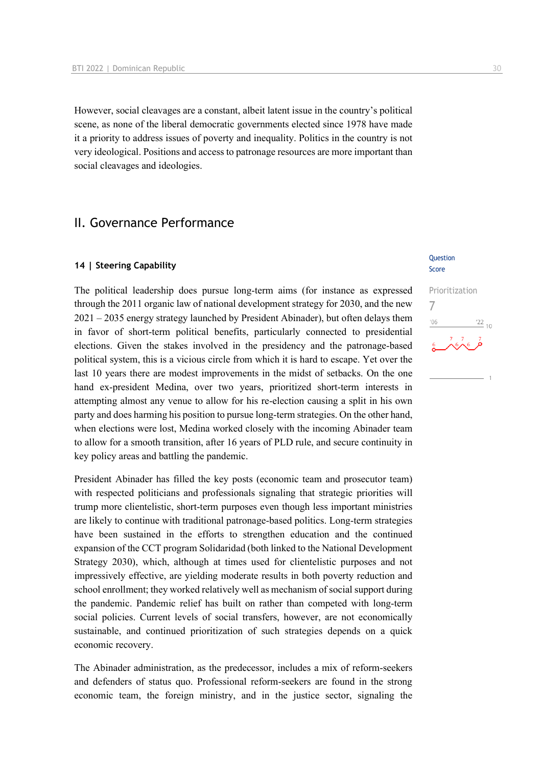However, social cleavages are a constant, albeit latent issue in the country's political scene, as none of the liberal democratic governments elected since 1978 have made it a priority to address issues of poverty and inequality. Politics in the country is not very ideological. Positions and access to patronage resources are more important than social cleavages and ideologies.

## II. Governance Performance

### 14 | Steering Capability

Question Score

Prioritization
7

The political leadership does pursue long-term aims (for instance as expressed through the 2011 organic law of national development strategy for 2030, and the new 2021 – 2035 energy strategy launched by President Abinader), but often delays them in favor of short-term political benefits, particularly connected to presidential elections. Given the stakes involved in the presidency and the patronage-based political system, this is a vicious circle from which it is hard to escape. Yet over the last 10 years there are modest improvements in the midst of setbacks. On the one hand ex-president Medina, over two years, prioritized short-term interests in attempting almost any venue to allow for his re-election causing a split in his own party and does harming his position to pursue long-term strategies. On the other hand, when elections were lost, Medina worked closely with the incoming Abinader team to allow for a smooth transition, after 16 years of PLD rule, and secure continuity in key policy areas and battling the pandemic.

President Abinader has filled the key posts (economic team and prosecutor team) with respected politicians and professionals signaling that strategic priorities will trump more clientelistic, short-term purposes even though less important ministries are likely to continue with traditional patronage-based politics. Long-term strategies have been sustained in the efforts to strengthen education and the continued expansion of the CCT program Solidaridad (both linked to the National Development Strategy 2030), which, although at times used for clientelistic purposes and not impressively effective, are yielding moderate results in both poverty reduction and school enrollment; they worked relatively well as mechanism of social support during the pandemic. Pandemic relief has built on rather than competed with long-term social policies. Current levels of social transfers, however, are not economically sustainable, and continued prioritization of such strategies depends on a quick economic recovery.

The Abinader administration, as the predecessor, includes a mix of reform-seekers and defenders of status quo. Professional reform-seekers are found in the strong economic team, the foreign ministry, and in the justice sector, signaling the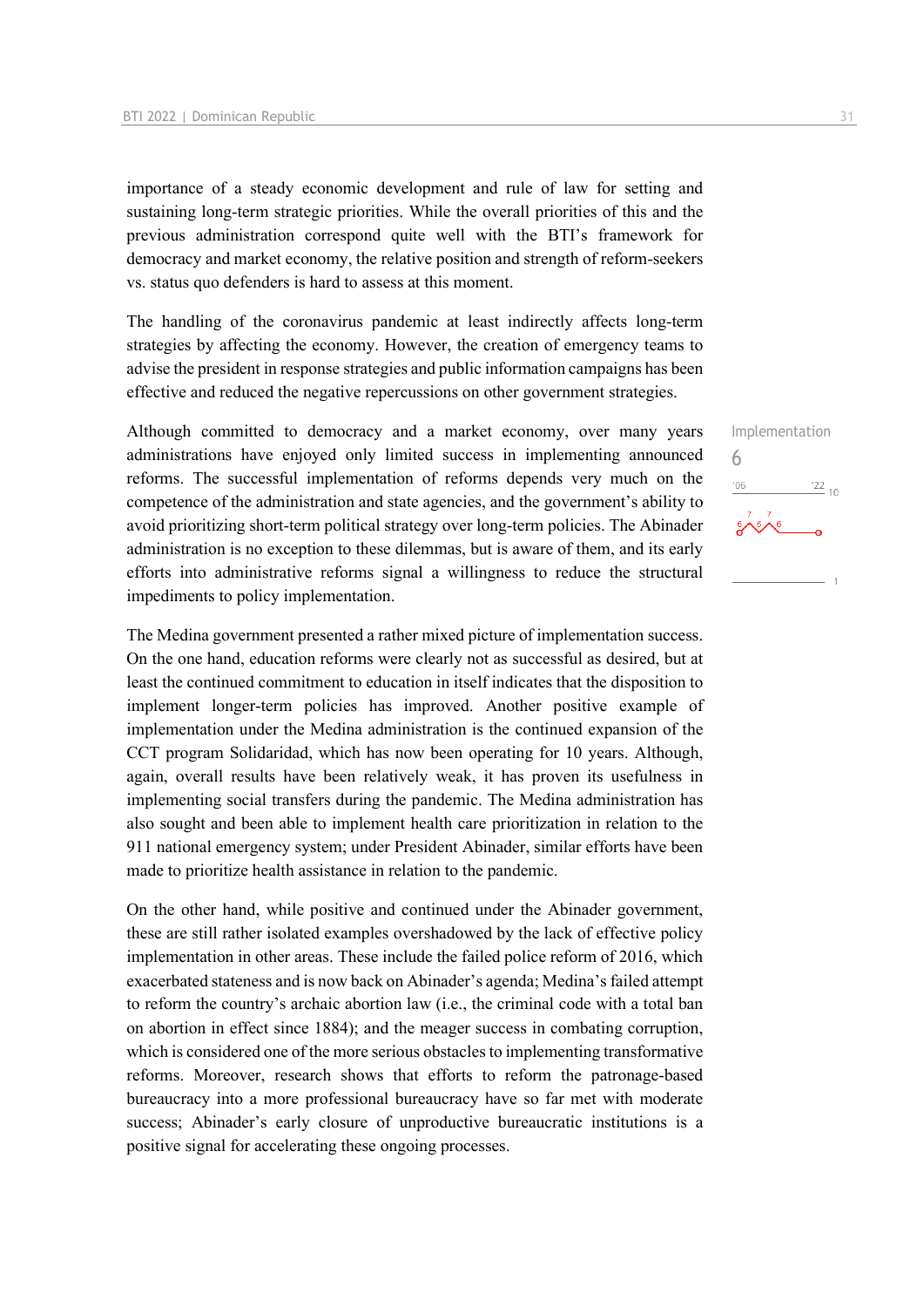importance of a steady economic development and rule of law for setting and sustaining long-term strategic priorities. While the overall priorities of this and the previous administration correspond quite well with the BTI's framework for democracy and market economy, the relative position and strength of reform-seekers vs. status quo defenders is hard to assess at this moment.

The handling of the coronavirus pandemic at least indirectly affects long-term strategies by affecting the economy. However, the creation of emergency teams to advise the president in response strategies and public information campaigns has been effective and reduced the negative repercussions on other government strategies.

Implementation
6

Although committed to democracy and a market economy, over many years administrations have enjoyed only limited success in implementing announced reforms. The successful implementation of reforms depends very much on the competence of the administration and state agencies, and the government's ability to avoid prioritizing short-term political strategy over long-term policies. The Abinader administration is no exception to these dilemmas, but is aware of them, and its early efforts into administrative reforms signal a willingness to reduce the structural impediments to policy implementation.

The Medina government presented a rather mixed picture of implementation success. On the one hand, education reforms were clearly not as successful as desired, but at least the continued commitment to education in itself indicates that the disposition to implement longer-term policies has improved. Another positive example of implementation under the Medina administration is the continued expansion of the CCT program Solidaridad, which has now been operating for 10 years. Although, again, overall results have been relatively weak, it has proven its usefulness in implementing social transfers during the pandemic. The Medina administration has also sought and been able to implement health care prioritization in relation to the 911 national emergency system; under President Abinader, similar efforts have been made to prioritize health assistance in relation to the pandemic.

On the other hand, while positive and continued under the Abinader government, these are still rather isolated examples overshadowed by the lack of effective policy implementation in other areas. These include the failed police reform of 2016, which exacerbated stateness and is now back on Abinader's agenda; Medina's failed attempt to reform the country's archaic abortion law (i.e., the criminal code with a total ban on abortion in effect since 1884); and the meager success in combating corruption, which is considered one of the more serious obstacles to implementing transformative reforms. Moreover, research shows that efforts to reform the patronage-based bureaucracy into a more professional bureaucracy have so far met with moderate success; Abinader's early closure of unproductive bureaucratic institutions is a positive signal for accelerating these ongoing processes.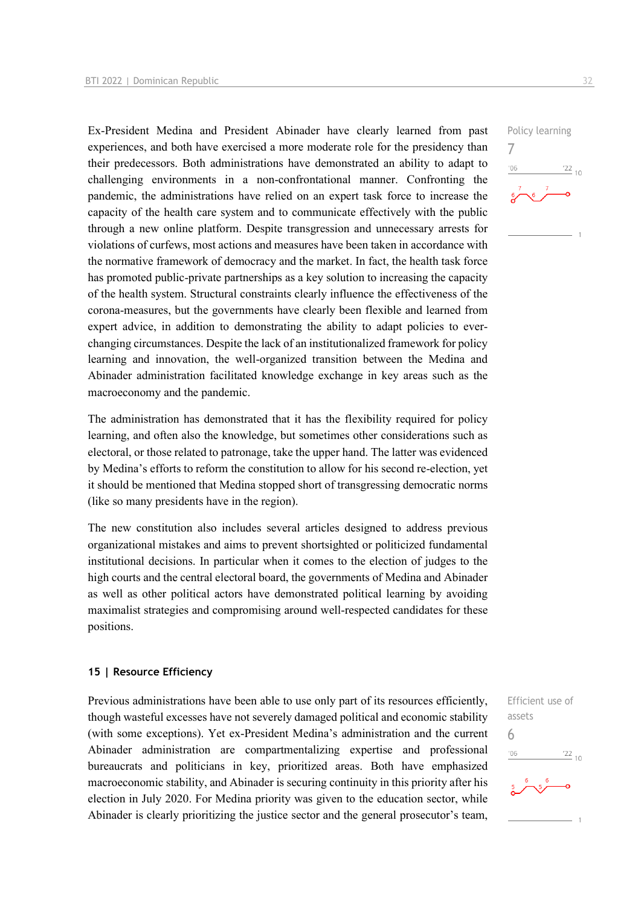Policy learning

7

Ex-President Medina and President Abinader have clearly learned from past experiences, and both have exercised a more moderate role for the presidency than their predecessors. Both administrations have demonstrated an ability to adapt to challenging environments in a non-confrontational manner. Confronting the pandemic, the administrations have relied on an expert task force to increase the capacity of the health care system and to communicate effectively with the public through a new online platform. Despite transgression and unnecessary arrests for violations of curfews, most actions and measures have been taken in accordance with the normative framework of democracy and the market. In fact, the health task force has promoted public-private partnerships as a key solution to increasing the capacity of the health system. Structural constraints clearly influence the effectiveness of the corona-measures, but the governments have clearly been flexible and learned from expert advice, in addition to demonstrating the ability to adapt policies to ever-changing circumstances. Despite the lack of an institutionalized framework for policy learning and innovation, the well-organized transition between the Medina and Abinader administration facilitated knowledge exchange in key areas such as the macroeconomy and the pandemic.

The administration has demonstrated that it has the flexibility required for policy learning, and often also the knowledge, but sometimes other considerations such as electoral, or those related to patronage, take the upper hand. The latter was evidenced by Medina's efforts to reform the constitution to allow for his second re-election, yet it should be mentioned that Medina stopped short of transgressing democratic norms (like so many presidents have in the region).

The new constitution also includes several articles designed to address previous organizational mistakes and aims to prevent shortsighted or politicized fundamental institutional decisions. In particular when it comes to the election of judges to the high courts and the central electoral board, the governments of Medina and Abinader as well as other political actors have demonstrated political learning by avoiding maximalist strategies and compromising around well-respected candidates for these positions.

## 15 | Resource Efficiency

Efficient use of assets

6

Previous administrations have been able to use only part of its resources efficiently, though wasteful excesses have not severely damaged political and economic stability (with some exceptions). Yet ex-President Medina's administration and the current Abinader administration are compartmentalizing expertise and professional bureaucrats and politicians in key, prioritized areas. Both have emphasized macroeconomic stability, and Abinader is securing continuity in this priority after his election in July 2020. For Medina priority was given to the education sector, while Abinader is clearly prioritizing the justice sector and the general prosecutor's team,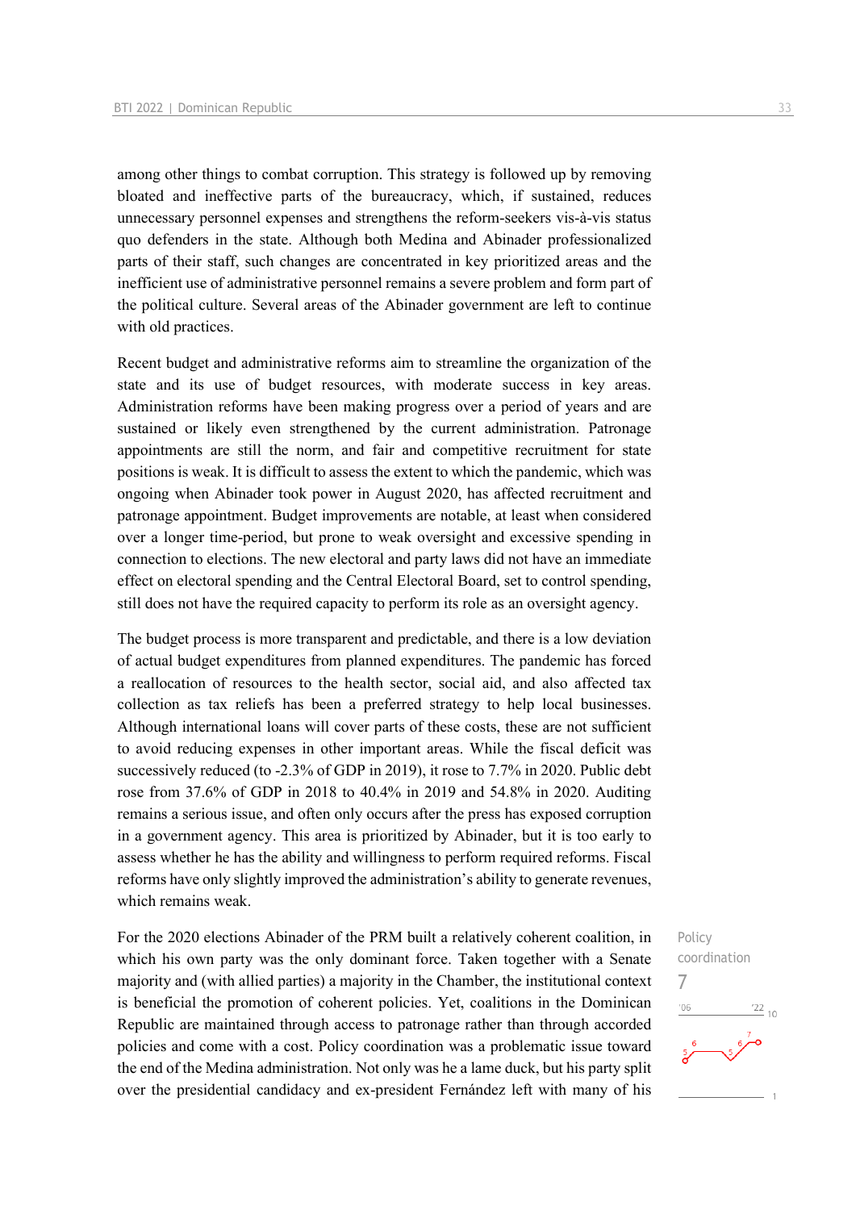among other things to combat corruption. This strategy is followed up by removing bloated and ineffective parts of the bureaucracy, which, if sustained, reduces unnecessary personnel expenses and strengthens the reform-seekers vis-à-vis status quo defenders in the state. Although both Medina and Abinader professionalized parts of their staff, such changes are concentrated in key prioritized areas and the inefficient use of administrative personnel remains a severe problem and form part of the political culture. Several areas of the Abinader government are left to continue with old practices.

Recent budget and administrative reforms aim to streamline the organization of the state and its use of budget resources, with moderate success in key areas. Administration reforms have been making progress over a period of years and are sustained or likely even strengthened by the current administration. Patronage appointments are still the norm, and fair and competitive recruitment for state positions is weak. It is difficult to assess the extent to which the pandemic, which was ongoing when Abinader took power in August 2020, has affected recruitment and patronage appointment. Budget improvements are notable, at least when considered over a longer time-period, but prone to weak oversight and excessive spending in connection to elections. The new electoral and party laws did not have an immediate effect on electoral spending and the Central Electoral Board, set to control spending, still does not have the required capacity to perform its role as an oversight agency.

The budget process is more transparent and predictable, and there is a low deviation of actual budget expenditures from planned expenditures. The pandemic has forced a reallocation of resources to the health sector, social aid, and also affected tax collection as tax reliefs has been a preferred strategy to help local businesses. Although international loans will cover parts of these costs, these are not sufficient to avoid reducing expenses in other important areas. While the fiscal deficit was successively reduced (to -2.3% of GDP in 2019), it rose to 7.7% in 2020. Public debt rose from 37.6% of GDP in 2018 to 40.4% in 2019 and 54.8% in 2020. Auditing remains a serious issue, and often only occurs after the press has exposed corruption in a government agency. This area is prioritized by Abinader, but it is too early to assess whether he has the ability and willingness to perform required reforms. Fiscal reforms have only slightly improved the administration's ability to generate revenues, which remains weak.

Policy coordination
7

For the 2020 elections Abinader of the PRM built a relatively coherent coalition, in which his own party was the only dominant force. Taken together with a Senate majority and (with allied parties) a majority in the Chamber, the institutional context is beneficial the promotion of coherent policies. Yet, coalitions in the Dominican Republic are maintained through access to patronage rather than through accorded policies and come with a cost. Policy coordination was a problematic issue toward the end of the Medina administration. Not only was he a lame duck, but his party split over the presidential candidacy and ex-president Fernández left with many of his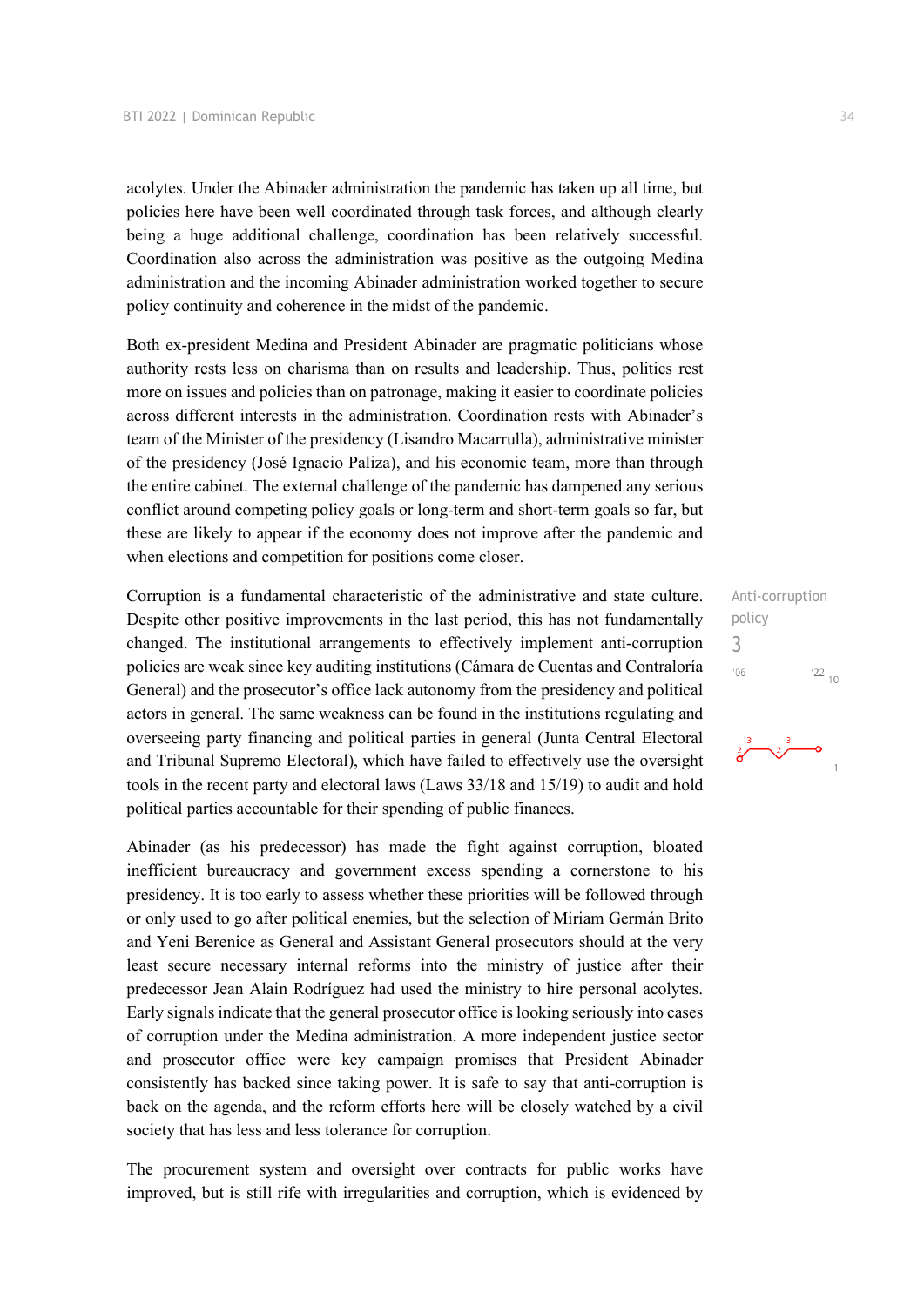acolytes. Under the Abinader administration the pandemic has taken up all time, but policies here have been well coordinated through task forces, and although clearly being a huge additional challenge, coordination has been relatively successful. Coordination also across the administration was positive as the outgoing Medina administration and the incoming Abinader administration worked together to secure policy continuity and coherence in the midst of the pandemic.

Both ex-president Medina and President Abinader are pragmatic politicians whose authority rests less on charisma than on results and leadership. Thus, politics rest more on issues and policies than on patronage, making it easier to coordinate policies across different interests in the administration. Coordination rests with Abinader's team of the Minister of the presidency (Lisandro Macarrulla), administrative minister of the presidency (José Ignacio Paliza), and his economic team, more than through the entire cabinet. The external challenge of the pandemic has dampened any serious conflict around competing policy goals or long-term and short-term goals so far, but these are likely to appear if the economy does not improve after the pandemic and when elections and competition for positions come closer.

Anti-corruption policy
3

Corruption is a fundamental characteristic of the administrative and state culture. Despite other positive improvements in the last period, this has not fundamentally changed. The institutional arrangements to effectively implement anti-corruption policies are weak since key auditing institutions (Cámara de Cuentas and Contraloría General) and the prosecutor's office lack autonomy from the presidency and political actors in general. The same weakness can be found in the institutions regulating and overseeing party financing and political parties in general (Junta Central Electoral and Tribunal Supremo Electoral), which have failed to effectively use the oversight tools in the recent party and electoral laws (Laws 33/18 and 15/19) to audit and hold political parties accountable for their spending of public finances.

Abinader (as his predecessor) has made the fight against corruption, bloated inefficient bureaucracy and government excess spending a cornerstone to his presidency. It is too early to assess whether these priorities will be followed through or only used to go after political enemies, but the selection of Miriam Germán Brito and Yeni Berenice as General and Assistant General prosecutors should at the very least secure necessary internal reforms into the ministry of justice after their predecessor Jean Alain Rodríguez had used the ministry to hire personal acolytes. Early signals indicate that the general prosecutor office is looking seriously into cases of corruption under the Medina administration. A more independent justice sector and prosecutor office were key campaign promises that President Abinader consistently has backed since taking power. It is safe to say that anti-corruption is back on the agenda, and the reform efforts here will be closely watched by a civil society that has less and less tolerance for corruption.

The procurement system and oversight over contracts for public works have improved, but is still rife with irregularities and corruption, which is evidenced by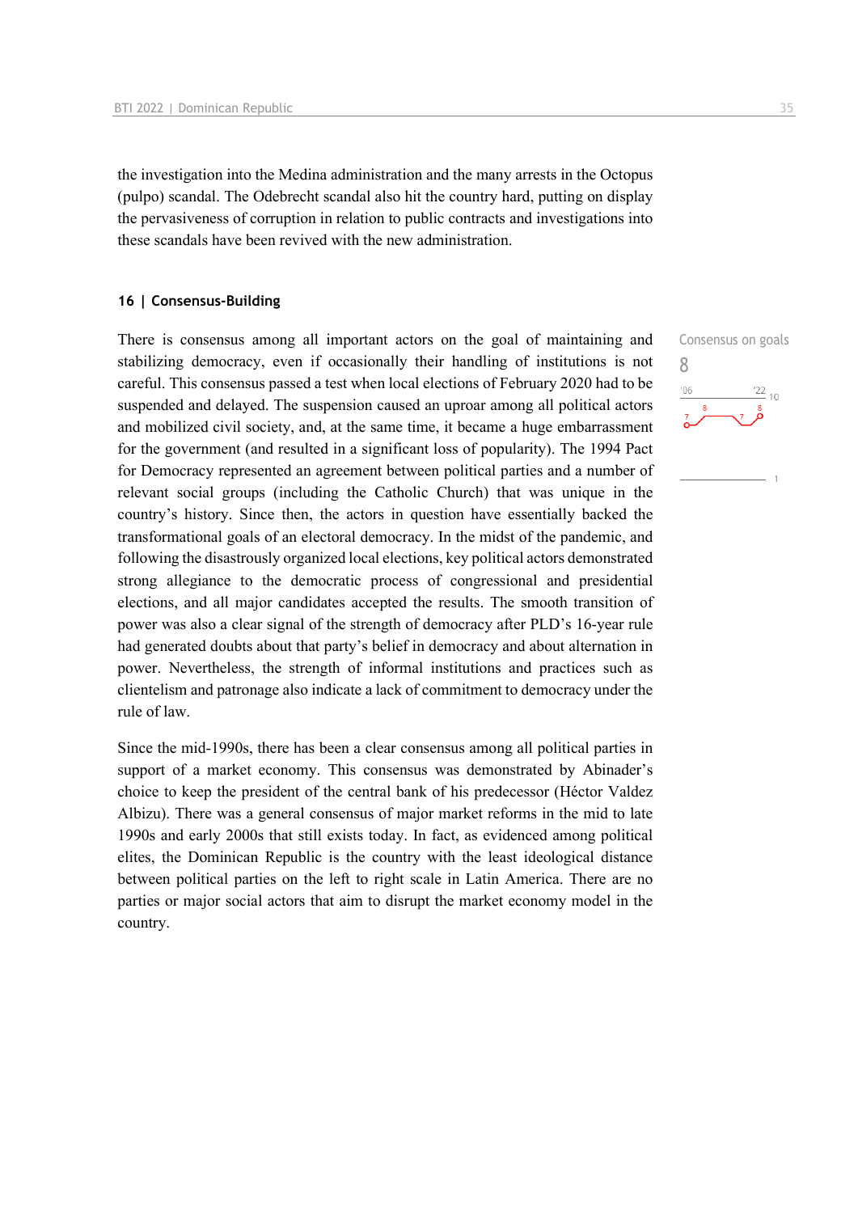the investigation into the Medina administration and the many arrests in the Octopus (pulpo) scandal. The Odebrecht scandal also hit the country hard, putting on display the pervasiveness of corruption in relation to public contracts and investigations into these scandals have been revived with the new administration.

## 16 | Consensus-Building

Consensus on goals
8

There is consensus among all important actors on the goal of maintaining and stabilizing democracy, even if occasionally their handling of institutions is not careful. This consensus passed a test when local elections of February 2020 had to be suspended and delayed. The suspension caused an uproar among all political actors and mobilized civil society, and, at the same time, it became a huge embarrassment for the government (and resulted in a significant loss of popularity). The 1994 Pact for Democracy represented an agreement between political parties and a number of relevant social groups (including the Catholic Church) that was unique in the country's history. Since then, the actors in question have essentially backed the transformational goals of an electoral democracy. In the midst of the pandemic, and following the disastrously organized local elections, key political actors demonstrated strong allegiance to the democratic process of congressional and presidential elections, and all major candidates accepted the results. The smooth transition of power was also a clear signal of the strength of democracy after PLD's 16-year rule had generated doubts about that party's belief in democracy and about alternation in power. Nevertheless, the strength of informal institutions and practices such as clientelism and patronage also indicate a lack of commitment to democracy under the rule of law.

Since the mid-1990s, there has been a clear consensus among all political parties in support of a market economy. This consensus was demonstrated by Abinader's choice to keep the president of the central bank of his predecessor (Héctor Valdez Albizu). There was a general consensus of major market reforms in the mid to late 1990s and early 2000s that still exists today. In fact, as evidenced among political elites, the Dominican Republic is the country with the least ideological distance between political parties on the left to right scale in Latin America. There are no parties or major social actors that aim to disrupt the market economy model in the country.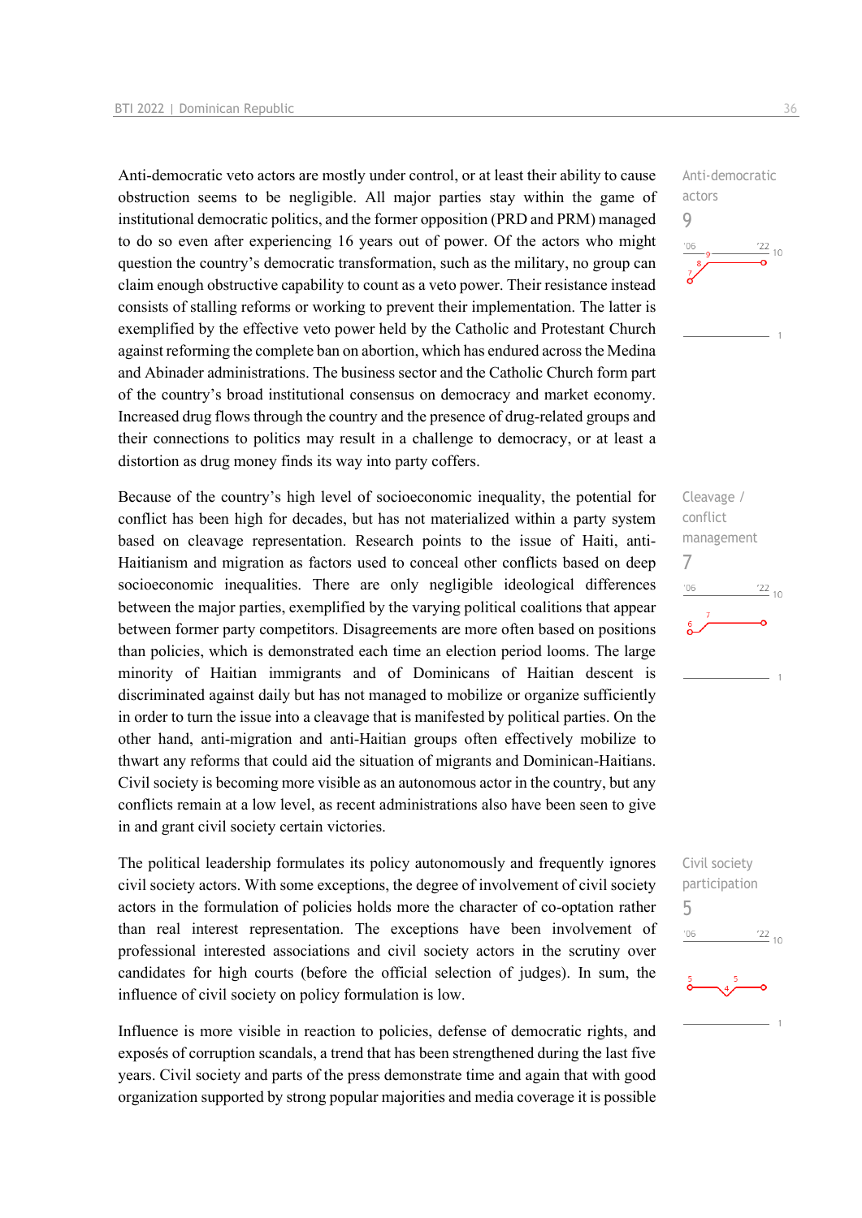Anti-democratic veto actors are mostly under control, or at least their ability to cause obstruction seems to be negligible. All major parties stay within the game of institutional democratic politics, and the former opposition (PRD and PRM) managed to do so even after experiencing 16 years out of power. Of the actors who might question the country's democratic transformation, such as the military, no group can claim enough obstructive capability to count as a veto power. Their resistance instead consists of stalling reforms or working to prevent their implementation. The latter is exemplified by the effective veto power held by the Catholic and Protestant Church against reforming the complete ban on abortion, which has endured across the Medina and Abinader administrations. The business sector and the Catholic Church form part of the country's broad institutional consensus on democracy and market economy. Increased drug flows through the country and the presence of drug-related groups and their connections to politics may result in a challenge to democracy, or at least a distortion as drug money finds its way into party coffers.

Anti-democratic actors
9

Because of the country's high level of socioeconomic inequality, the potential for conflict has been high for decades, but has not materialized within a party system based on cleavage representation. Research points to the issue of Haiti, anti-Haitianism and migration as factors used to conceal other conflicts based on deep socioeconomic inequalities. There are only negligible ideological differences between the major parties, exemplified by the varying political coalitions that appear between former party competitors. Disagreements are more often based on positions than policies, which is demonstrated each time an election period looms. The large minority of Haitian immigrants and of Dominicans of Haitian descent is discriminated against daily but has not managed to mobilize or organize sufficiently in order to turn the issue into a cleavage that is manifested by political parties. On the other hand, anti-migration and anti-Haitian groups often effectively mobilize to thwart any reforms that could aid the situation of migrants and Dominican-Haitians. Civil society is becoming more visible as an autonomous actor in the country, but any conflicts remain at a low level, as recent administrations also have been seen to give in and grant civil society certain victories.

Cleavage / conflict management
7

The political leadership formulates its policy autonomously and frequently ignores civil society actors. With some exceptions, the degree of involvement of civil society actors in the formulation of policies holds more the character of co-optation rather than real interest representation. The exceptions have been involvement of professional interested associations and civil society actors in the scrutiny over candidates for high courts (before the official selection of judges). In sum, the influence of civil society on policy formulation is low.

Civil society participation
5

Influence is more visible in reaction to policies, defense of democratic rights, and exposés of corruption scandals, a trend that has been strengthened during the last five years. Civil society and parts of the press demonstrate time and again that with good organization supported by strong popular majorities and media coverage it is possible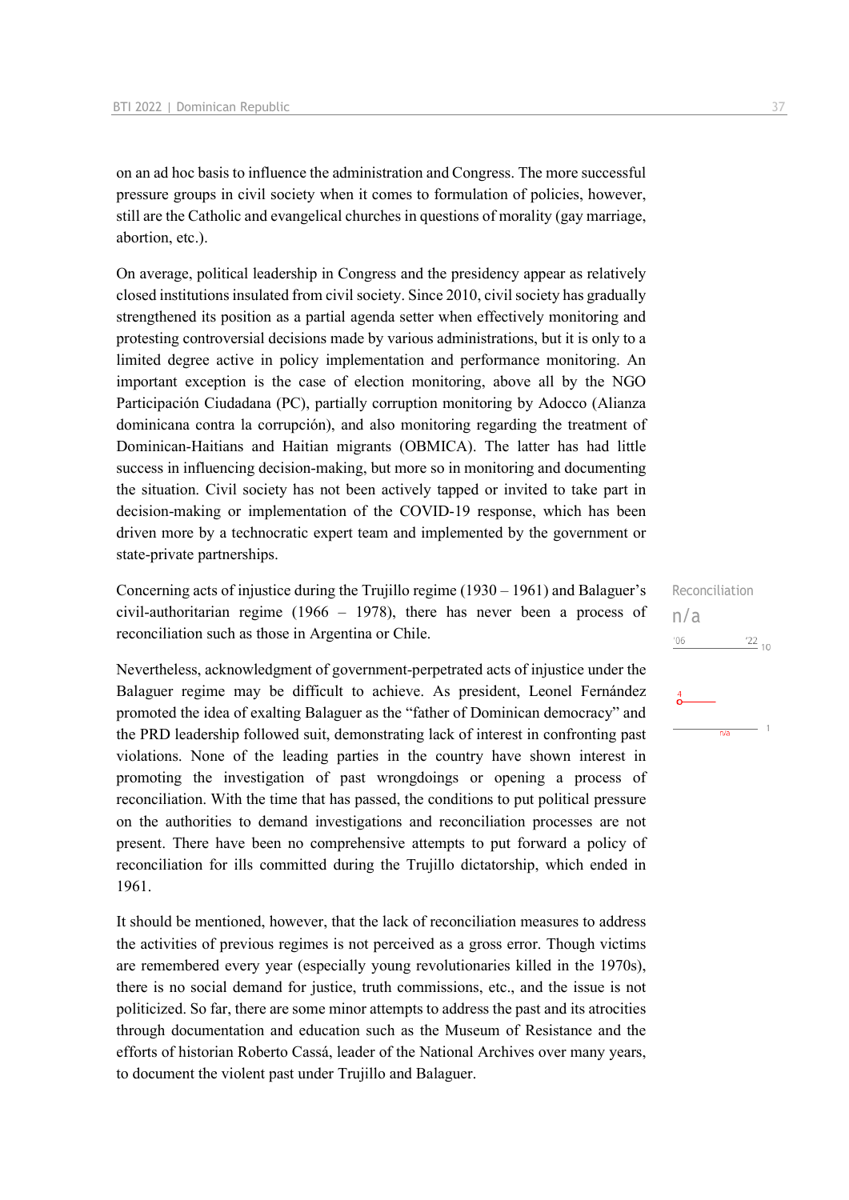on an ad hoc basis to influence the administration and Congress. The more successful pressure groups in civil society when it comes to formulation of policies, however, still are the Catholic and evangelical churches in questions of morality (gay marriage, abortion, etc.).

On average, political leadership in Congress and the presidency appear as relatively closed institutions insulated from civil society. Since 2010, civil society has gradually strengthened its position as a partial agenda setter when effectively monitoring and protesting controversial decisions made by various administrations, but it is only to a limited degree active in policy implementation and performance monitoring. An important exception is the case of election monitoring, above all by the NGO Participación Ciudadana (PC), partially corruption monitoring by Adocco (Alianza dominicana contra la corrupción), and also monitoring regarding the treatment of Dominican-Haitians and Haitian migrants (OBMICA). The latter has had little success in influencing decision-making, but more so in monitoring and documenting the situation. Civil society has not been actively tapped or invited to take part in decision-making or implementation of the COVID-19 response, which has been driven more by a technocratic expert team and implemented by the government or state-private partnerships.

Reconciliation
n/a

Concerning acts of injustice during the Trujillo regime (1930 – 1961) and Balaguer's civil-authoritarian regime (1966 – 1978), there has never been a process of reconciliation such as those in Argentina or Chile.

Nevertheless, acknowledgment of government-perpetrated acts of injustice under the Balaguer regime may be difficult to achieve. As president, Leonel Fernández promoted the idea of exalting Balaguer as the "father of Dominican democracy" and the PRD leadership followed suit, demonstrating lack of interest in confronting past violations. None of the leading parties in the country have shown interest in promoting the investigation of past wrongdoings or opening a process of reconciliation. With the time that has passed, the conditions to put political pressure on the authorities to demand investigations and reconciliation processes are not present. There have been no comprehensive attempts to put forward a policy of reconciliation for ills committed during the Trujillo dictatorship, which ended in 1961.

It should be mentioned, however, that the lack of reconciliation measures to address the activities of previous regimes is not perceived as a gross error. Though victims are remembered every year (especially young revolutionaries killed in the 1970s), there is no social demand for justice, truth commissions, etc., and the issue is not politicized. So far, there are some minor attempts to address the past and its atrocities through documentation and education such as the Museum of Resistance and the efforts of historian Roberto Cassá, leader of the National Archives over many years, to document the violent past under Trujillo and Balaguer.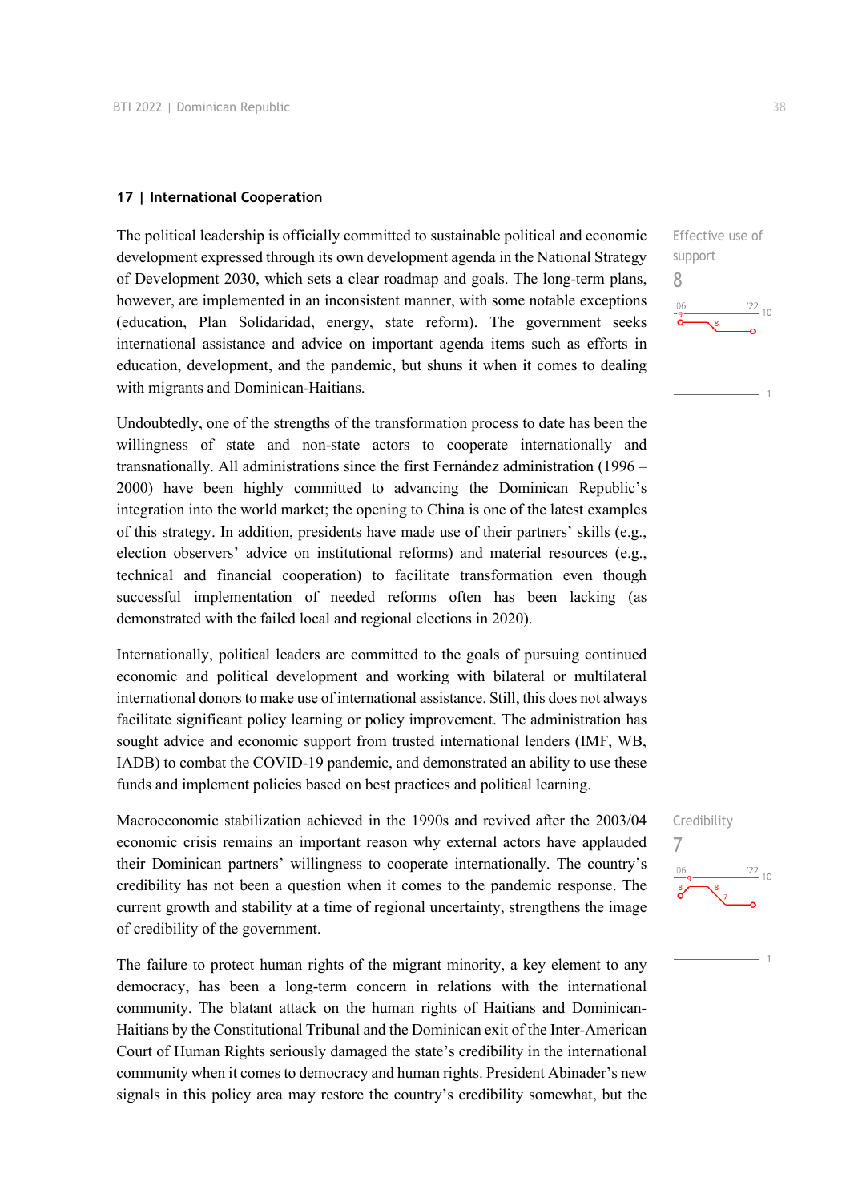## 17 | International Cooperation

Effective use of support
8

The political leadership is officially committed to sustainable political and economic development expressed through its own development agenda in the National Strategy of Development 2030, which sets a clear roadmap and goals. The long-term plans, however, are implemented in an inconsistent manner, with some notable exceptions (education, Plan Solidaridad, energy, state reform). The government seeks international assistance and advice on important agenda items such as efforts in education, development, and the pandemic, but shuns it when it comes to dealing with migrants and Dominican-Haitians.

Undoubtedly, one of the strengths of the transformation process to date has been the willingness of state and non-state actors to cooperate internationally and transnationally. All administrations since the first Fernández administration (1996 – 2000) have been highly committed to advancing the Dominican Republic's integration into the world market; the opening to China is one of the latest examples of this strategy. In addition, presidents have made use of their partners' skills (e.g., election observers' advice on institutional reforms) and material resources (e.g., technical and financial cooperation) to facilitate transformation even though successful implementation of needed reforms often has been lacking (as demonstrated with the failed local and regional elections in 2020).

Internationally, political leaders are committed to the goals of pursuing continued economic and political development and working with bilateral or multilateral international donors to make use of international assistance. Still, this does not always facilitate significant policy learning or policy improvement. The administration has sought advice and economic support from trusted international lenders (IMF, WB, IADB) to combat the COVID-19 pandemic, and demonstrated an ability to use these funds and implement policies based on best practices and political learning.

Credibility
7

Macroeconomic stabilization achieved in the 1990s and revived after the 2003/04 economic crisis remains an important reason why external actors have applauded their Dominican partners' willingness to cooperate internationally. The country's credibility has not been a question when it comes to the pandemic response. The current growth and stability at a time of regional uncertainty, strengthens the image of credibility of the government.

The failure to protect human rights of the migrant minority, a key element to any democracy, has been a long-term concern in relations with the international community. The blatant attack on the human rights of Haitians and Dominican-Haitians by the Constitutional Tribunal and the Dominican exit of the Inter-American Court of Human Rights seriously damaged the state's credibility in the international community when it comes to democracy and human rights. President Abinader's new signals in this policy area may restore the country's credibility somewhat, but the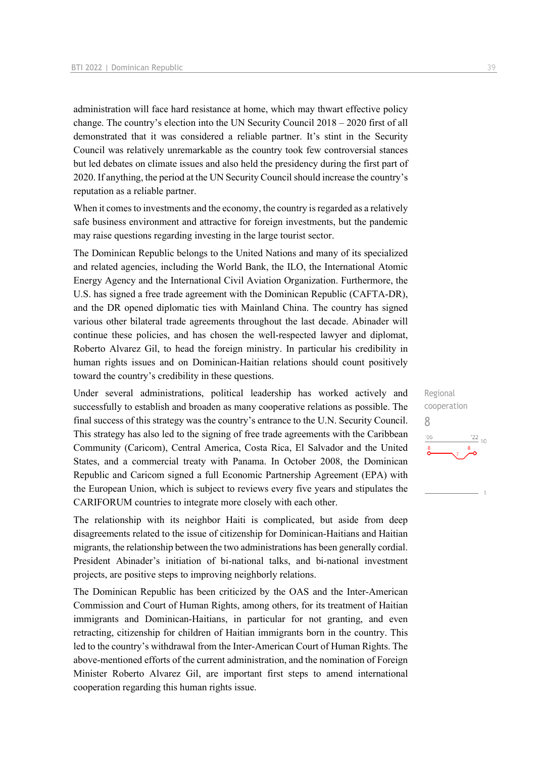administration will face hard resistance at home, which may thwart effective policy change. The country's election into the UN Security Council 2018 – 2020 first of all demonstrated that it was considered a reliable partner. It's stint in the Security Council was relatively unremarkable as the country took few controversial stances but led debates on climate issues and also held the presidency during the first part of 2020. If anything, the period at the UN Security Council should increase the country's reputation as a reliable partner.

When it comes to investments and the economy, the country is regarded as a relatively safe business environment and attractive for foreign investments, but the pandemic may raise questions regarding investing in the large tourist sector.

The Dominican Republic belongs to the United Nations and many of its specialized and related agencies, including the World Bank, the ILO, the International Atomic Energy Agency and the International Civil Aviation Organization. Furthermore, the U.S. has signed a free trade agreement with the Dominican Republic (CAFTA-DR), and the DR opened diplomatic ties with Mainland China. The country has signed various other bilateral trade agreements throughout the last decade. Abinader will continue these policies, and has chosen the well-respected lawyer and diplomat, Roberto Alvarez Gil, to head the foreign ministry. In particular his credibility in human rights issues and on Dominican-Haitian relations should count positively toward the country's credibility in these questions.

Regional cooperation
8

Under several administrations, political leadership has worked actively and successfully to establish and broaden as many cooperative relations as possible. The final success of this strategy was the country's entrance to the U.N. Security Council. This strategy has also led to the signing of free trade agreements with the Caribbean Community (Caricom), Central America, Costa Rica, El Salvador and the United States, and a commercial treaty with Panama. In October 2008, the Dominican Republic and Caricom signed a full Economic Partnership Agreement (EPA) with the European Union, which is subject to reviews every five years and stipulates the CARIFORUM countries to integrate more closely with each other.

The relationship with its neighbor Haiti is complicated, but aside from deep disagreements related to the issue of citizenship for Dominican-Haitians and Haitian migrants, the relationship between the two administrations has been generally cordial. President Abinader's initiation of bi-national talks, and bi-national investment projects, are positive steps to improving neighborly relations.

The Dominican Republic has been criticized by the OAS and the Inter-American Commission and Court of Human Rights, among others, for its treatment of Haitian immigrants and Dominican-Haitians, in particular for not granting, and even retracting, citizenship for children of Haitian immigrants born in the country. This led to the country's withdrawal from the Inter-American Court of Human Rights. The above-mentioned efforts of the current administration, and the nomination of Foreign Minister Roberto Alvarez Gil, are important first steps to amend international cooperation regarding this human rights issue.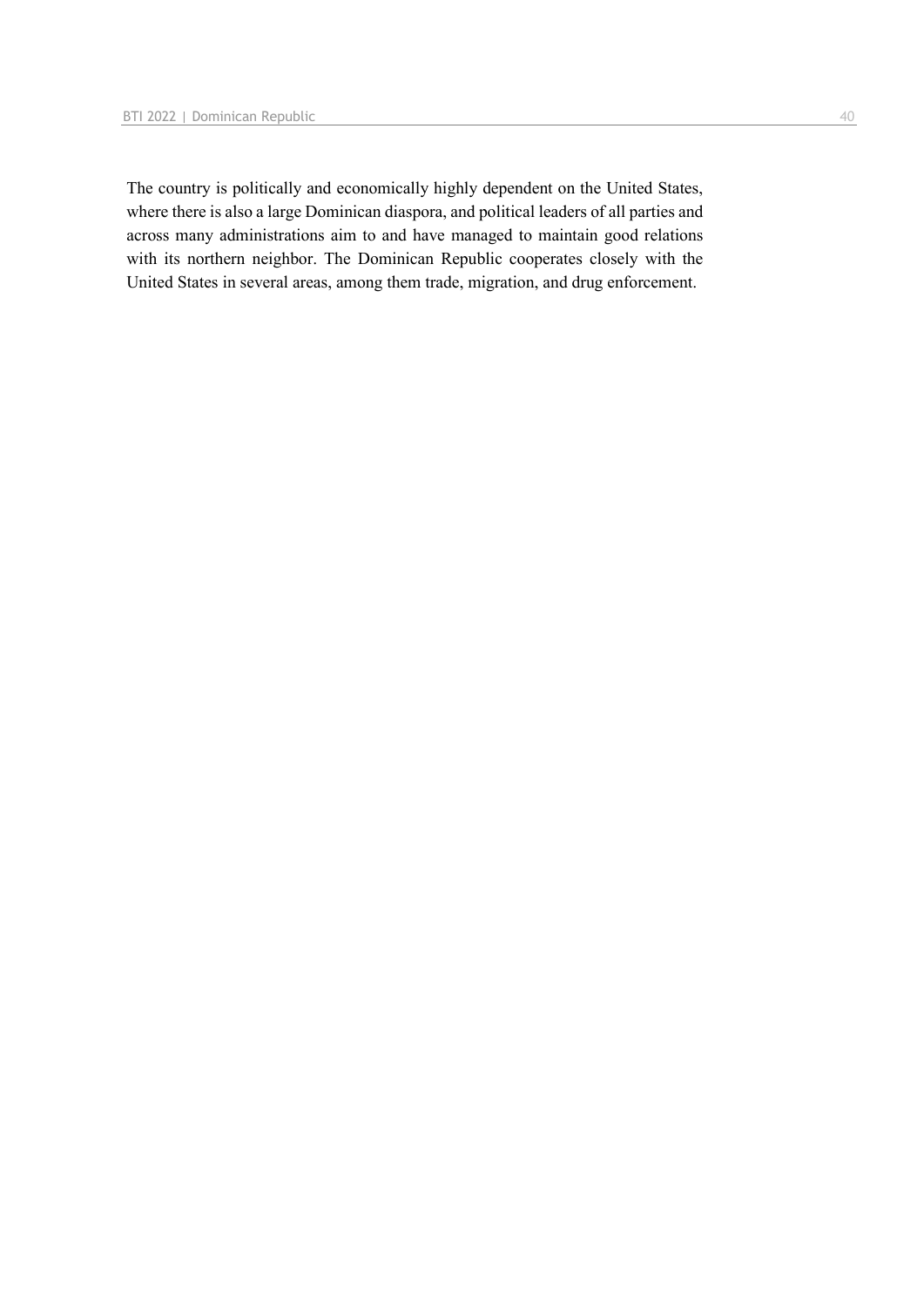The country is politically and economically highly dependent on the United States, where there is also a large Dominican diaspora, and political leaders of all parties and across many administrations aim to and have managed to maintain good relations with its northern neighbor. The Dominican Republic cooperates closely with the United States in several areas, among them trade, migration, and drug enforcement.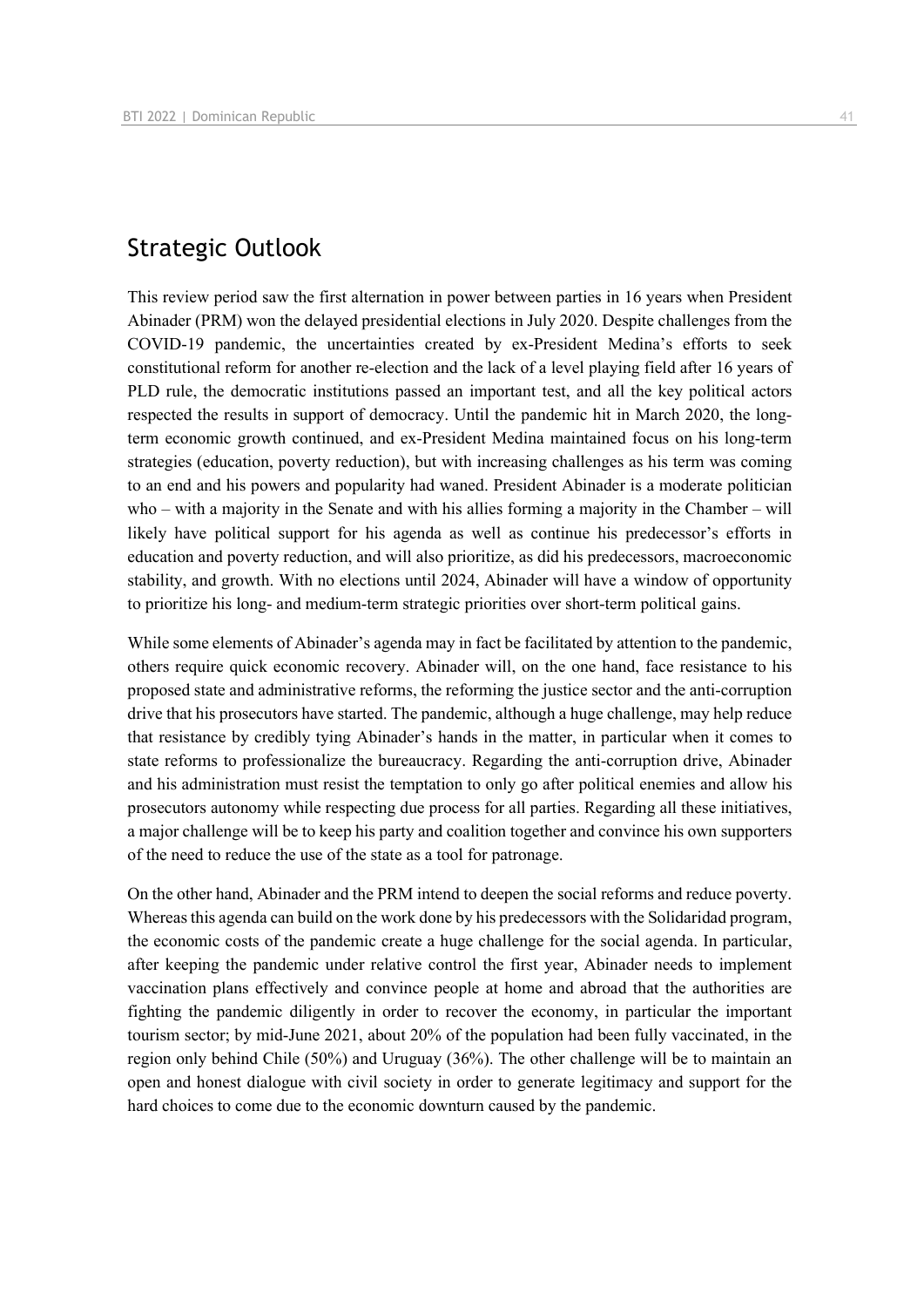## Strategic Outlook

This review period saw the first alternation in power between parties in 16 years when President Abinader (PRM) won the delayed presidential elections in July 2020. Despite challenges from the COVID-19 pandemic, the uncertainties created by ex-President Medina's efforts to seek constitutional reform for another re-election and the lack of a level playing field after 16 years of PLD rule, the democratic institutions passed an important test, and all the key political actors respected the results in support of democracy. Until the pandemic hit in March 2020, the long-term economic growth continued, and ex-President Medina maintained focus on his long-term strategies (education, poverty reduction), but with increasing challenges as his term was coming to an end and his powers and popularity had waned. President Abinader is a moderate politician who – with a majority in the Senate and with his allies forming a majority in the Chamber – will likely have political support for his agenda as well as continue his predecessor's efforts in education and poverty reduction, and will also prioritize, as did his predecessors, macroeconomic stability, and growth. With no elections until 2024, Abinader will have a window of opportunity to prioritize his long- and medium-term strategic priorities over short-term political gains.

While some elements of Abinader's agenda may in fact be facilitated by attention to the pandemic, others require quick economic recovery. Abinader will, on the one hand, face resistance to his proposed state and administrative reforms, the reforming the justice sector and the anti-corruption drive that his prosecutors have started. The pandemic, although a huge challenge, may help reduce that resistance by credibly tying Abinader's hands in the matter, in particular when it comes to state reforms to professionalize the bureaucracy. Regarding the anti-corruption drive, Abinader and his administration must resist the temptation to only go after political enemies and allow his prosecutors autonomy while respecting due process for all parties. Regarding all these initiatives, a major challenge will be to keep his party and coalition together and convince his own supporters of the need to reduce the use of the state as a tool for patronage.

On the other hand, Abinader and the PRM intend to deepen the social reforms and reduce poverty. Whereas this agenda can build on the work done by his predecessors with the Solidaridad program, the economic costs of the pandemic create a huge challenge for the social agenda. In particular, after keeping the pandemic under relative control the first year, Abinader needs to implement vaccination plans effectively and convince people at home and abroad that the authorities are fighting the pandemic diligently in order to recover the economy, in particular the important tourism sector; by mid-June 2021, about 20% of the population had been fully vaccinated, in the region only behind Chile (50%) and Uruguay (36%). The other challenge will be to maintain an open and honest dialogue with civil society in order to generate legitimacy and support for the hard choices to come due to the economic downturn caused by the pandemic.